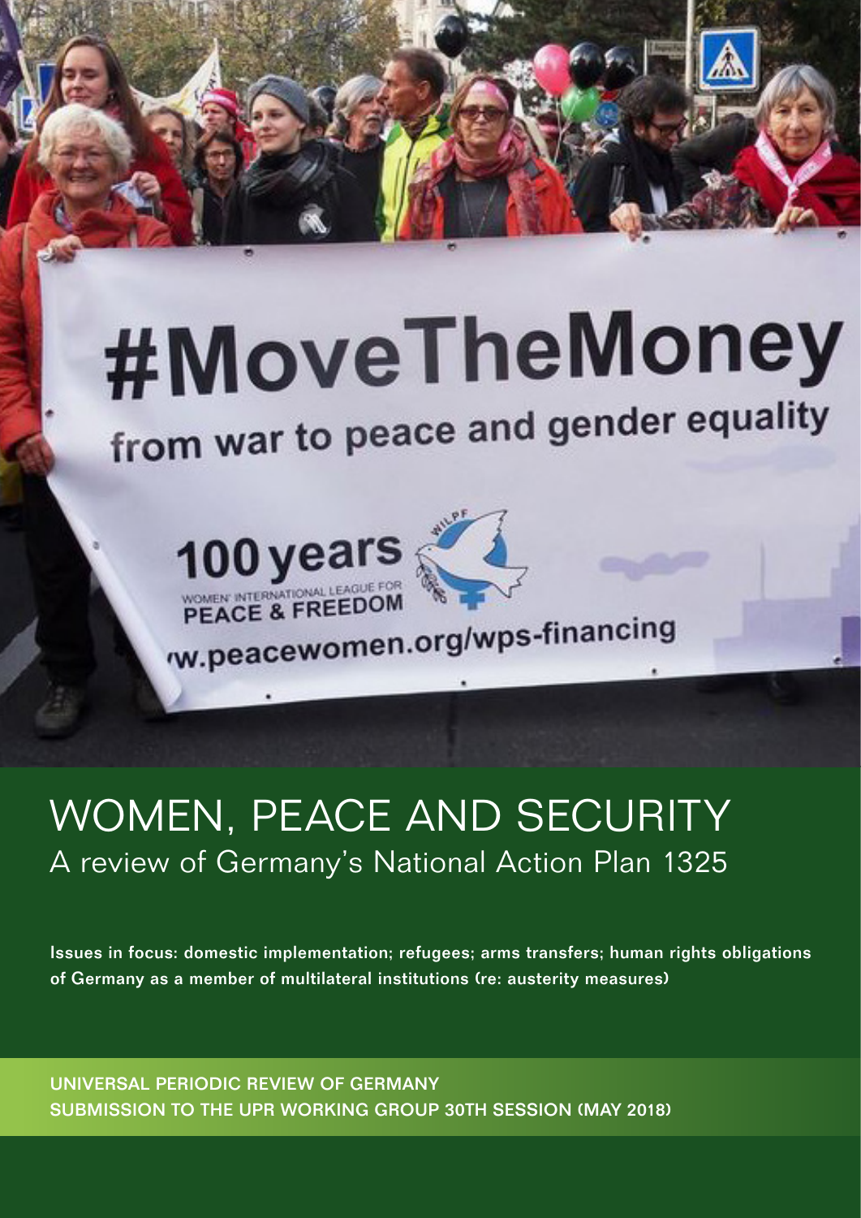# WOMEN, PEACE AND SECURITY

## A review of Germany's National Action Plan 1325

**Issues in focus: domestic implementation; refugees; arms transfers; human rights obligations of Germany as a member of multilateral institutions (re: austerity measures)**

UNIVERSAL PERIODIC REVIEW OF GERMANY
SUBMISSION TO THE UPR WORKING GROUP 30TH SESSION (MAY 2018)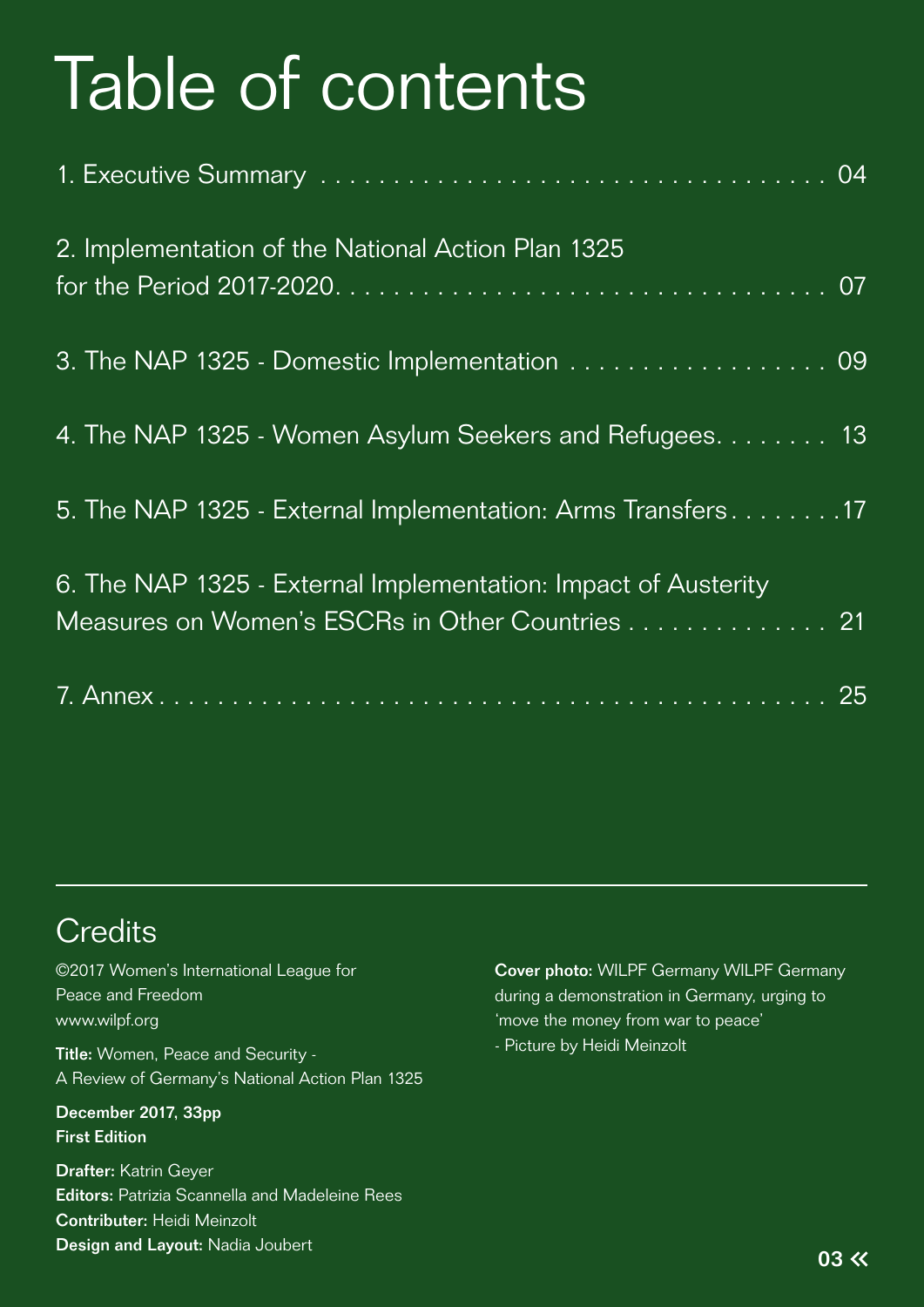# Table of contents

1. Executive Summary . . . . . . . . . . . . . . . . . . . . . . . . . . . . . . . . . . . 04

2. Implementation of the National Action Plan 1325 for the Period 2017-2020. . . . . . . . . . . . . . . . . . . . . . . . . . . . . . . . . . 07

3. The NAP 1325 - Domestic Implementation . . . . . . . . . . . . . . . . . . 09

4. The NAP 1325 - Women Asylum Seekers and Refugees. . . . . . . . 13

5. The NAP 1325 - External Implementation: Arms Transfers . . . . . . . .17

6. The NAP 1325 - External Implementation: Impact of Austerity Measures on Women's ESCRs in Other Countries . . . . . . . . . . . . . . 21

7. Annex . . . . . . . . . . . . . . . . . . . . . . . . . . . . . . . . . . . . . . . . 25

## Credits

©2017 Women's International League for Peace and Freedom
www.wilpf.org

**Title:** Women, Peace and Security - A Review of Germany's National Action Plan 1325

**December 2017, 33pp**
**First Edition**

**Drafter:** Katrin Geyer
**Editors:** Patrizia Scannella and Madeleine Rees
**Contributer:** Heidi Meinzolt
**Design and Layout:** Nadia Joubert

**Cover photo:** WILPF Germany WILPF Germany during a demonstration in Germany, urging to 'move the money from war to peace' - Picture by Heidi Meinzolt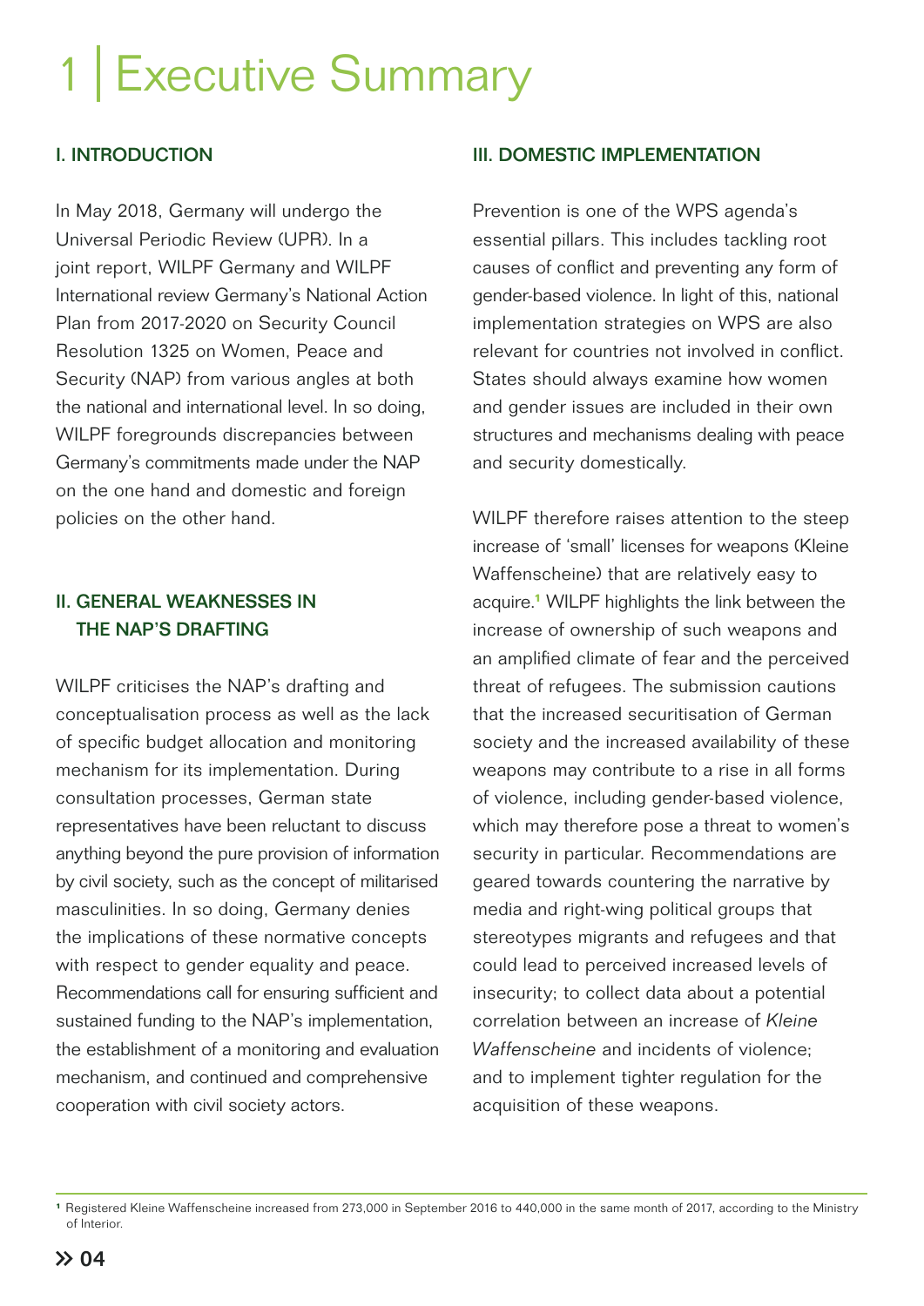# 1 | Executive Summary

## I. INTRODUCTION

In May 2018, Germany will undergo the Universal Periodic Review (UPR). In a joint report, WILPF Germany and WILPF International review Germany's National Action Plan from 2017-2020 on Security Council Resolution 1325 on Women, Peace and Security (NAP) from various angles at both the national and international level. In so doing, WILPF foregrounds discrepancies between Germany's commitments made under the NAP on the one hand and domestic and foreign policies on the other hand.

## II. GENERAL WEAKNESSES IN THE NAP'S DRAFTING

WILPF criticises the NAP's drafting and conceptualisation process as well as the lack of specific budget allocation and monitoring mechanism for its implementation. During consultation processes, German state representatives have been reluctant to discuss anything beyond the pure provision of information by civil society, such as the concept of militarised masculinities. In so doing, Germany denies the implications of these normative concepts with respect to gender equality and peace. Recommendations call for ensuring sufficient and sustained funding to the NAP's implementation, the establishment of a monitoring and evaluation mechanism, and continued and comprehensive cooperation with civil society actors.

## III. DOMESTIC IMPLEMENTATION

Prevention is one of the WPS agenda's essential pillars. This includes tackling root causes of conflict and preventing any form of gender-based violence. In light of this, national implementation strategies on WPS are also relevant for countries not involved in conflict. States should always examine how women and gender issues are included in their own structures and mechanisms dealing with peace and security domestically.

WILPF therefore raises attention to the steep increase of 'small' licenses for weapons (Kleine Waffenscheine) that are relatively easy to acquire.[1] WILPF highlights the link between the increase of ownership of such weapons and an amplified climate of fear and the perceived threat of refugees. The submission cautions that the increased securitisation of German society and the increased availability of these weapons may contribute to a rise in all forms of violence, including gender-based violence, which may therefore pose a threat to women's security in particular. Recommendations are geared towards countering the narrative by media and right-wing political groups that stereotypes migrants and refugees and that could lead to perceived increased levels of insecurity; to collect data about a potential correlation between an increase of *Kleine Waffenscheine* and incidents of violence; and to implement tighter regulation for the acquisition of these weapons.

---

[1] Registered Kleine Waffenscheine increased from 273,000 in September 2016 to 440,000 in the same month of 2017, according to the Ministry of Interior.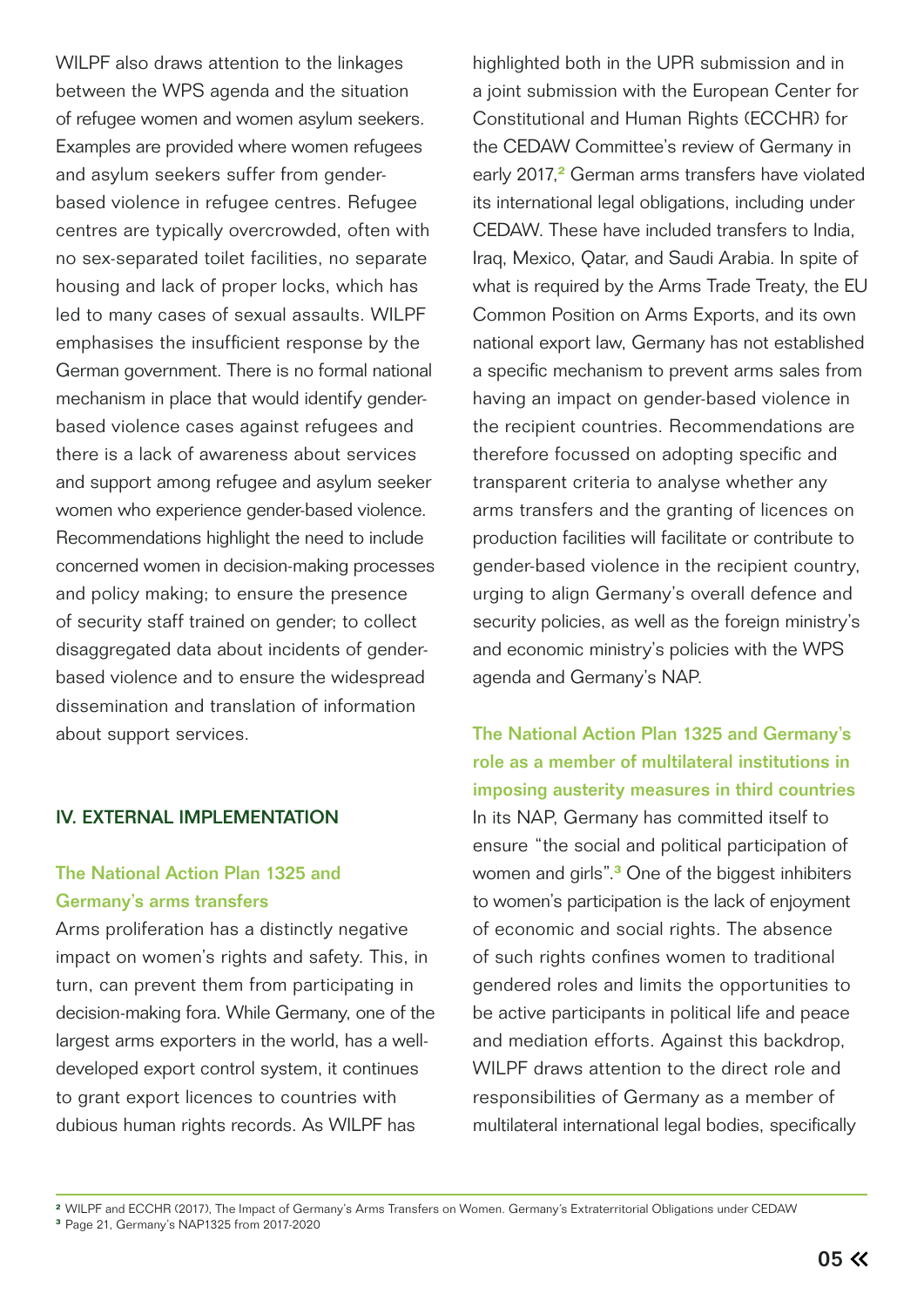WILPF also draws attention to the linkages between the WPS agenda and the situation of refugee women and women asylum seekers. Examples are provided where women refugees and asylum seekers suffer from gender-based violence in refugee centres. Refugee centres are typically overcrowded, often with no sex-separated toilet facilities, no separate housing and lack of proper locks, which has led to many cases of sexual assaults. WILPF emphasises the insufficient response by the German government. There is no formal national mechanism in place that would identify gender-based violence cases against refugees and there is a lack of awareness about services and support among refugee and asylum seeker women who experience gender-based violence. Recommendations highlight the need to include concerned women in decision-making processes and policy making; to ensure the presence of security staff trained on gender; to collect disaggregated data about incidents of gender-based violence and to ensure the widespread dissemination and translation of information about support services.

## IV. EXTERNAL IMPLEMENTATION

### The National Action Plan 1325 and Germany's arms transfers

Arms proliferation has a distinctly negative impact on women's rights and safety. This, in turn, can prevent them from participating in decision-making fora. While Germany, one of the largest arms exporters in the world, has a well-developed export control system, it continues to grant export licences to countries with dubious human rights records. As WILPF has highlighted both in the UPR submission and in a joint submission with the European Center for Constitutional and Human Rights (ECCHR) for the CEDAW Committee's review of Germany in early 2017,[2] German arms transfers have violated its international legal obligations, including under CEDAW. These have included transfers to India, Iraq, Mexico, Qatar, and Saudi Arabia. In spite of what is required by the Arms Trade Treaty, the EU Common Position on Arms Exports, and its own national export law, Germany has not established a specific mechanism to prevent arms sales from having an impact on gender-based violence in the recipient countries. Recommendations are therefore focussed on adopting specific and transparent criteria to analyse whether any arms transfers and the granting of licences on production facilities will facilitate or contribute to gender-based violence in the recipient country, urging to align Germany's overall defence and security policies, as well as the foreign ministry's and economic ministry's policies with the WPS agenda and Germany's NAP.

### The National Action Plan 1325 and Germany's role as a member of multilateral institutions in imposing austerity measures in third countries

In its NAP, Germany has committed itself to ensure "the social and political participation of women and girls".[3] One of the biggest inhibiters to women's participation is the lack of enjoyment of economic and social rights. The absence of such rights confines women to traditional gendered roles and limits the opportunities to be active participants in political life and peace and mediation efforts. Against this backdrop, WILPF draws attention to the direct role and responsibilities of Germany as a member of multilateral international legal bodies, specifically

---

[2] WILPF and ECCHR (2017), The Impact of Germany's Arms Transfers on Women. Germany's Extraterritorial Obligations under CEDAW

[3] Page 21, Germany's NAP1325 from 2017-2020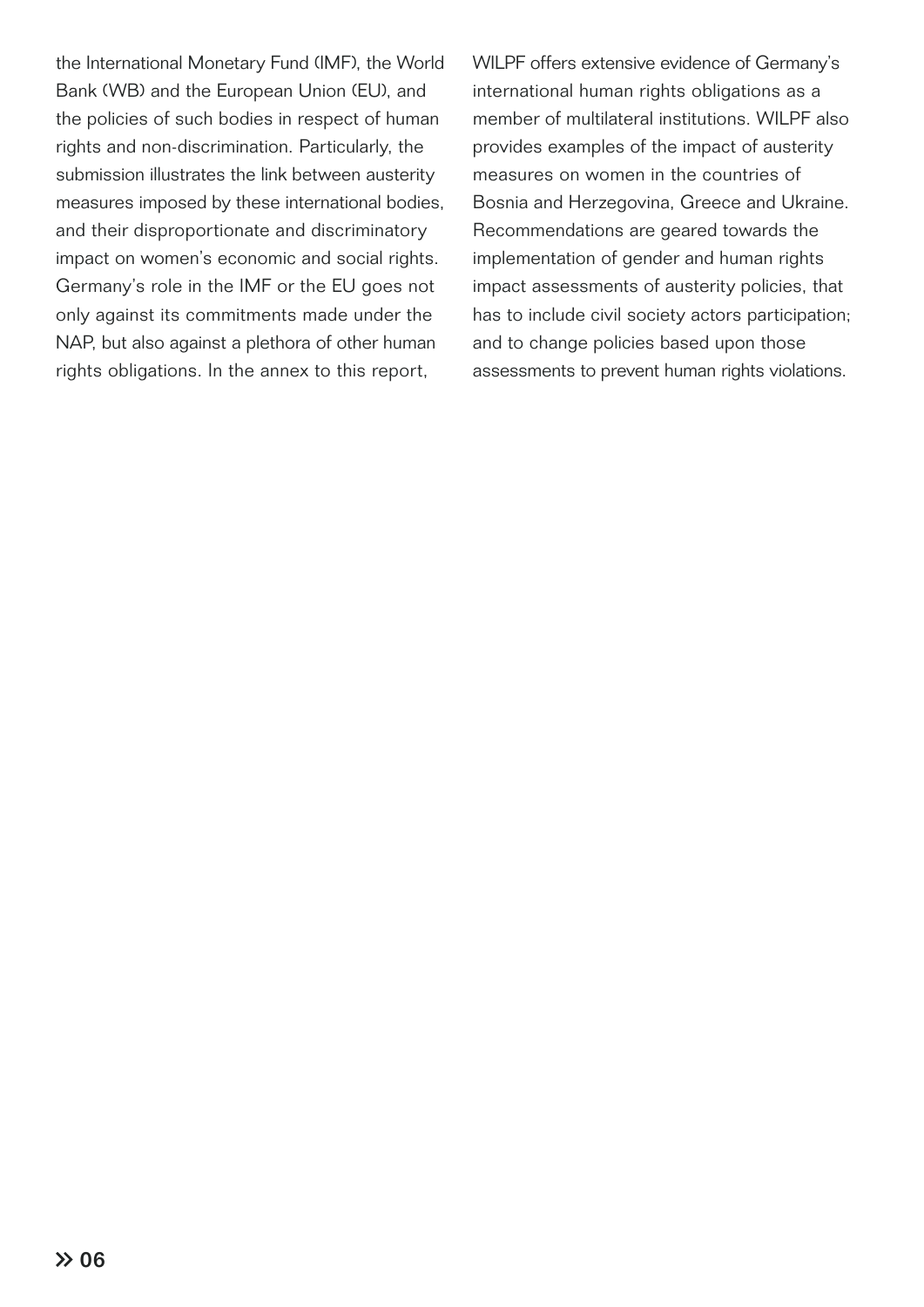the International Monetary Fund (IMF), the World Bank (WB) and the European Union (EU), and the policies of such bodies in respect of human rights and non-discrimination. Particularly, the submission illustrates the link between austerity measures imposed by these international bodies, and their disproportionate and discriminatory impact on women's economic and social rights. Germany's role in the IMF or the EU goes not only against its commitments made under the NAP, but also against a plethora of other human rights obligations. In the annex to this report, WILPF offers extensive evidence of Germany's international human rights obligations as a member of multilateral institutions. WILPF also provides examples of the impact of austerity measures on women in the countries of Bosnia and Herzegovina, Greece and Ukraine. Recommendations are geared towards the implementation of gender and human rights impact assessments of austerity policies, that has to include civil society actors participation; and to change policies based upon those assessments to prevent human rights violations.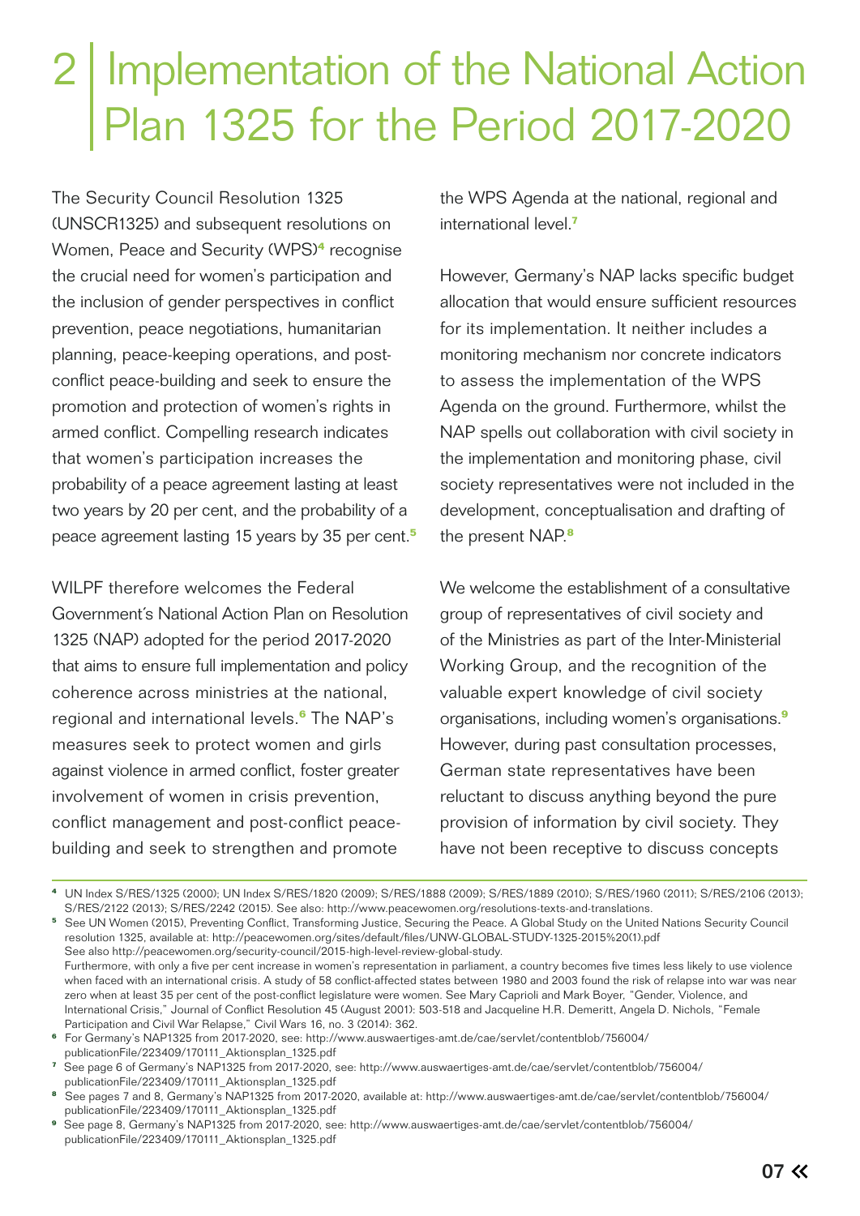# 2 Implementation of the National Action Plan 1325 for the Period 2017-2020

The Security Council Resolution 1325 (UNSCR1325) and subsequent resolutions on Women, Peace and Security (WPS)[4] recognise the crucial need for women's participation and the inclusion of gender perspectives in conflict prevention, peace negotiations, humanitarian planning, peace-keeping operations, and post-conflict peace-building and seek to ensure the promotion and protection of women's rights in armed conflict. Compelling research indicates that women's participation increases the probability of a peace agreement lasting at least two years by 20 per cent, and the probability of a peace agreement lasting 15 years by 35 per cent.[5]

WILPF therefore welcomes the Federal Government's National Action Plan on Resolution 1325 (NAP) adopted for the period 2017-2020 that aims to ensure full implementation and policy coherence across ministries at the national, regional and international levels.[6] The NAP's measures seek to protect women and girls against violence in armed conflict, foster greater involvement of women in crisis prevention, conflict management and post-conflict peace-building and seek to strengthen and promote the WPS Agenda at the national, regional and international level.[7]

However, Germany's NAP lacks specific budget allocation that would ensure sufficient resources for its implementation. It neither includes a monitoring mechanism nor concrete indicators to assess the implementation of the WPS Agenda on the ground. Furthermore, whilst the NAP spells out collaboration with civil society in the implementation and monitoring phase, civil society representatives were not included in the development, conceptualisation and drafting of the present NAP.[8]

We welcome the establishment of a consultative group of representatives of civil society and of the Ministries as part of the Inter-Ministerial Working Group, and the recognition of the valuable expert knowledge of civil society organisations, including women's organisations.[9] However, during past consultation processes, German state representatives have been reluctant to discuss anything beyond the pure provision of information by civil society. They have not been receptive to discuss concepts

---

[4] UN Index S/RES/1325 (2000); UN Index S/RES/1820 (2009); S/RES/1888 (2009); S/RES/1889 (2010); S/RES/1960 (2011); S/RES/2106 (2013); S/RES/2122 (2013); S/RES/2242 (2015). See also: http://www.peacewomen.org/resolutions-texts-and-translations.

[5] See UN Women (2015), Preventing Conflict, Transforming Justice, Securing the Peace. A Global Study on the United Nations Security Council resolution 1325, available at: http://peacewomen.org/sites/default/files/UNW-GLOBAL-STUDY-1325-2015%20(1).pdf
See also http://peacewomen.org/security-council/2015-high-level-review-global-study.
Furthermore, with only a five per cent increase in women's representation in parliament, a country becomes five times less likely to use violence when faced with an international crisis. A study of 58 conflict-affected states between 1980 and 2003 found the risk of relapse into war was near zero when at least 35 per cent of the post-conflict legislature were women. See Mary Caprioli and Mark Boyer, "Gender, Violence, and International Crisis," Journal of Conflict Resolution 45 (August 2001): 503-518 and Jacqueline H.R. Demeritt, Angela D. Nichols, "Female Participation and Civil War Relapse," Civil Wars 16, no. 3 (2014): 362.

[6] For Germany's NAP1325 from 2017-2020, see: http://www.auswaertiges-amt.de/cae/servlet/contentblob/756004/publicationFile/223409/170111_Aktionsplan_1325.pdf

[7] See page 6 of Germany's NAP1325 from 2017-2020, see: http://www.auswaertiges-amt.de/cae/servlet/contentblob/756004/publicationFile/223409/170111_Aktionsplan_1325.pdf

[8] See pages 7 and 8, Germany's NAP1325 from 2017-2020, available at: http://www.auswaertiges-amt.de/cae/servlet/contentblob/756004/publicationFile/223409/170111_Aktionsplan_1325.pdf

[9] See page 8, Germany's NAP1325 from 2017-2020, see: http://www.auswaertiges-amt.de/cae/servlet/contentblob/756004/publicationFile/223409/170111_Aktionsplan_1325.pdf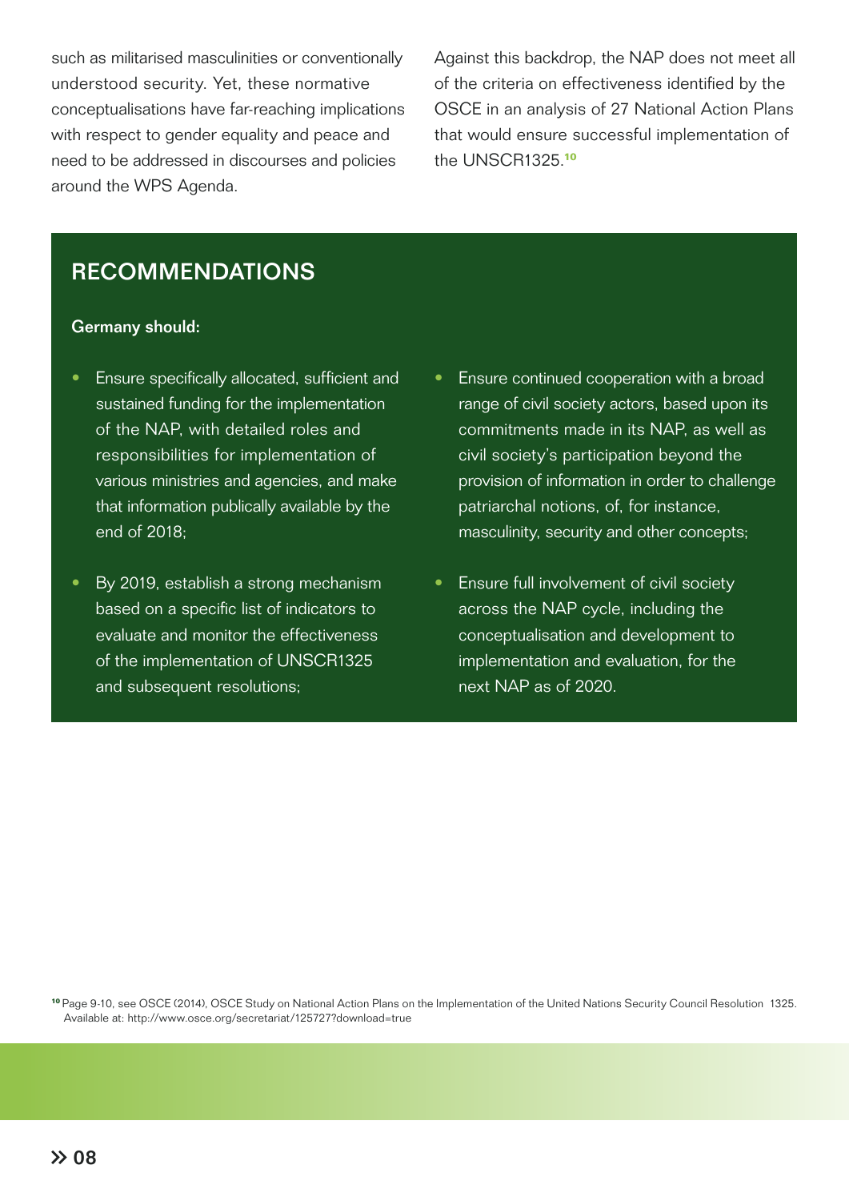such as militarised masculinities or conventionally understood security. Yet, these normative conceptualisations have far-reaching implications with respect to gender equality and peace and need to be addressed in discourses and policies around the WPS Agenda.

Against this backdrop, the NAP does not meet all of the criteria on effectiveness identified by the OSCE in an analysis of 27 National Action Plans that would ensure successful implementation of the UNSCR1325.[10]

## RECOMMENDATIONS

**Germany should:**

- Ensure specifically allocated, sufficient and sustained funding for the implementation of the NAP, with detailed roles and responsibilities for implementation of various ministries and agencies, and make that information publically available by the end of 2018;
- By 2019, establish a strong mechanism based on a specific list of indicators to evaluate and monitor the effectiveness of the implementation of UNSCR1325 and subsequent resolutions;
- Ensure continued cooperation with a broad range of civil society actors, based upon its commitments made in its NAP, as well as civil society's participation beyond the provision of information in order to challenge patriarchal notions, of, for instance, masculinity, security and other concepts;
- Ensure full involvement of civil society across the NAP cycle, including the conceptualisation and development to implementation and evaluation, for the next NAP as of 2020.

[10] Page 9-10, see OSCE (2014), OSCE Study on National Action Plans on the Implementation of the United Nations Security Council Resolution 1325. Available at: http://www.osce.org/secretariat/125727?download=true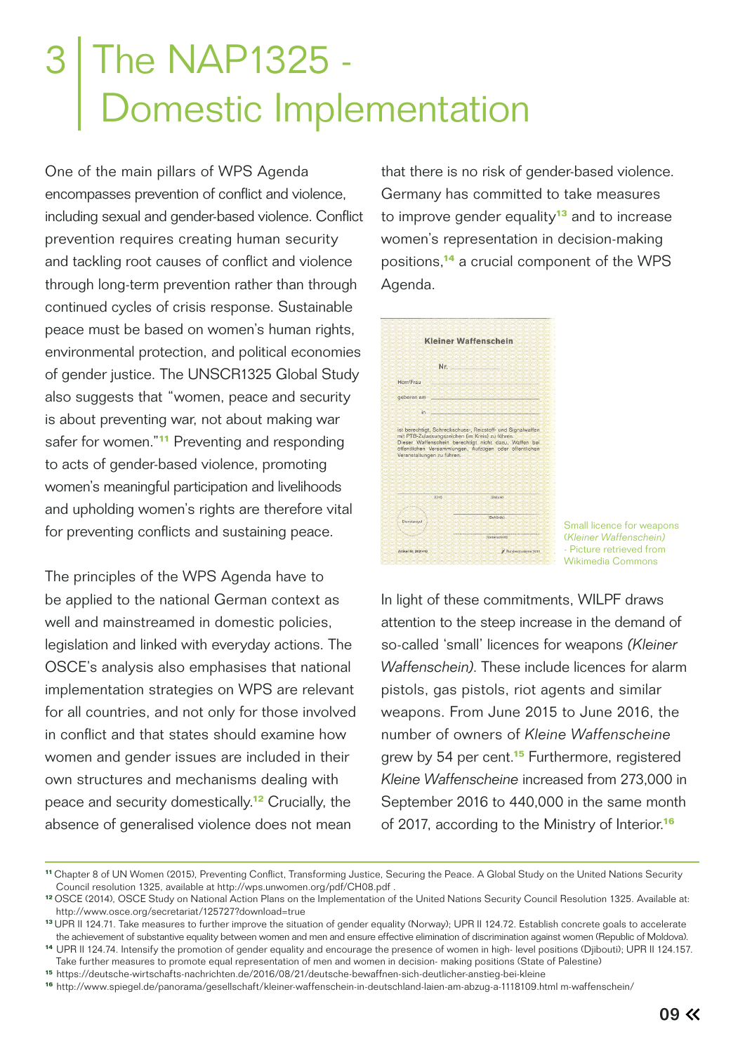# 3 The NAP1325 - Domestic Implementation

One of the main pillars of WPS Agenda encompasses prevention of conflict and violence, including sexual and gender-based violence. Conflict prevention requires creating human security and tackling root causes of conflict and violence through long-term prevention rather than through continued cycles of crisis response. Sustainable peace must be based on women's human rights, environmental protection, and political economies of gender justice. The UNSCR1325 Global Study also suggests that "women, peace and security is about preventing war, not about making war safer for women."[11] Preventing and responding to acts of gender-based violence, promoting women's meaningful participation and livelihoods and upholding women's rights are therefore vital for preventing conflicts and sustaining peace.

The principles of the WPS Agenda have to be applied to the national German context as well and mainstreamed in domestic policies, legislation and linked with everyday actions. The OSCE's analysis also emphasises that national implementation strategies on WPS are relevant for all countries, and not only for those involved in conflict and that states should examine how women and gender issues are included in their own structures and mechanisms dealing with peace and security domestically.[12] Crucially, the absence of generalised violence does not mean that there is no risk of gender-based violence. Germany has committed to take measures to improve gender equality[13] and to increase women's representation in decision-making positions,[14] a crucial component of the WPS Agenda.

Small licence for weapons (*Kleiner Waffenschein*) - Picture retrieved from Wikimedia Commons

In light of these commitments, WILPF draws attention to the steep increase in the demand of so-called 'small' licences for weapons *(Kleiner Waffenschein)*. These include licences for alarm pistols, gas pistols, riot agents and similar weapons. From June 2015 to June 2016, the number of owners of *Kleine Waffenscheine* grew by 54 per cent.[15] Furthermore, registered *Kleine Waffenscheine* increased from 273,000 in September 2016 to 440,000 in the same month of 2017, according to the Ministry of Interior.[16]

---

[11] Chapter 8 of UN Women (2015), Preventing Conflict, Transforming Justice, Securing the Peace. A Global Study on the United Nations Security Council resolution 1325, available at http://wps.unwomen.org/pdf/CH08.pdf .

[12] OSCE (2014), OSCE Study on National Action Plans on the Implementation of the United Nations Security Council Resolution 1325. Available at: http://www.osce.org/secretariat/125727?download=true

[13] UPR II 124.71. Take measures to further improve the situation of gender equality (Norway); UPR II 124.72. Establish concrete goals to accelerate the achievement of substantive equality between women and men and ensure effective elimination of discrimination against women (Republic of Moldova).

[14] UPR II 124.74. Intensify the promotion of gender equality and encourage the presence of women in high- level positions (Djibouti); UPR II 124.157. Take further measures to promote equal representation of men and women in decision- making positions (State of Palestine)

[15] https://deutsche-wirtschafts-nachrichten.de/2016/08/21/deutsche-bewaffnen-sich-deutlicher-anstieg-bei-kleine

[16] http://www.spiegel.de/panorama/gesellschaft/kleiner-waffenschein-in-deutschland-laien-am-abzug-a-1118109.html m-waffenschein/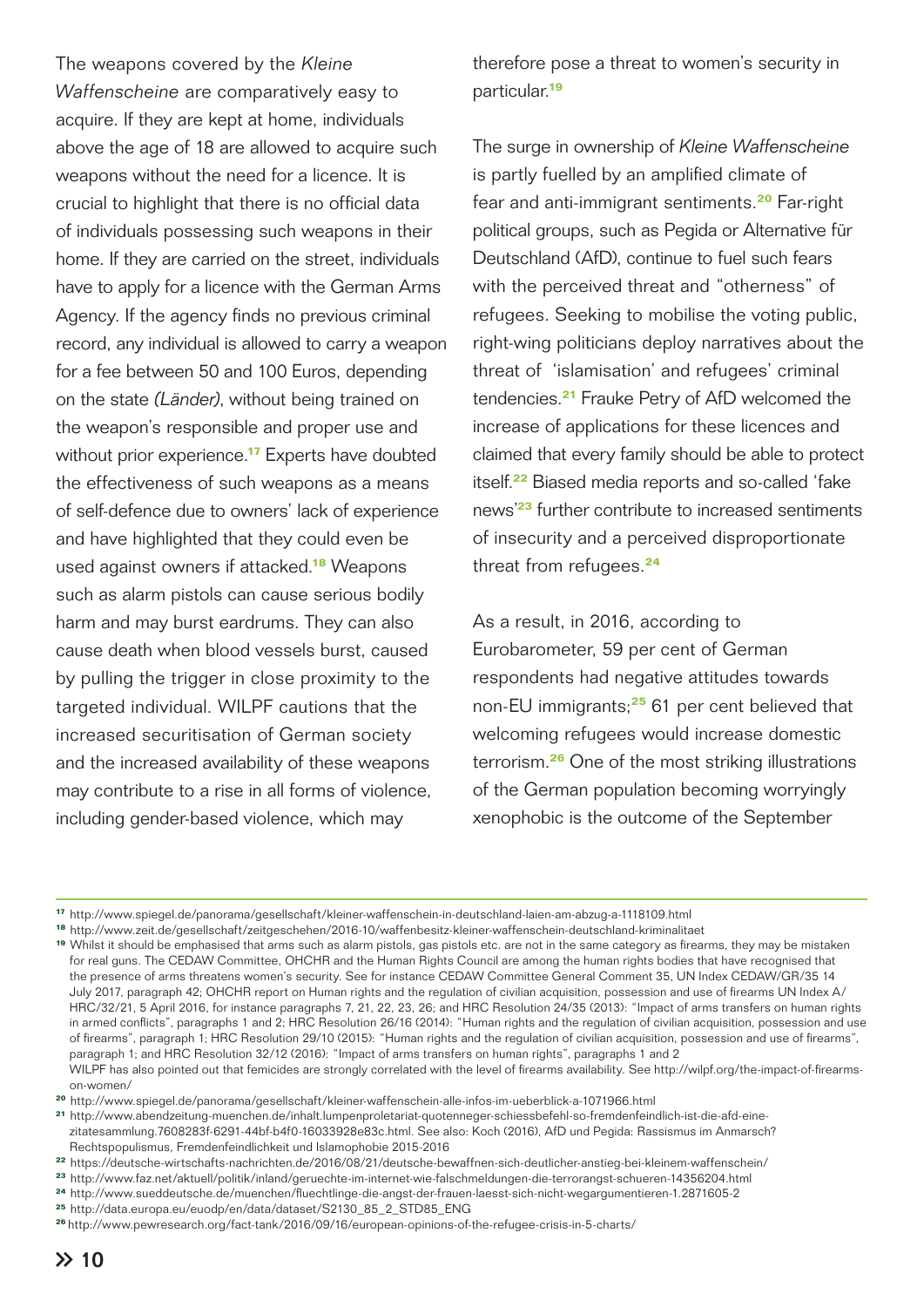The weapons covered by the *Kleine Waffenscheine* are comparatively easy to acquire. If they are kept at home, individuals above the age of 18 are allowed to acquire such weapons without the need for a licence. It is crucial to highlight that there is no official data of individuals possessing such weapons in their home. If they are carried on the street, individuals have to apply for a licence with the German Arms Agency. If the agency finds no previous criminal record, any individual is allowed to carry a weapon for a fee between 50 and 100 Euros, depending on the state *(Länder)*, without being trained on the weapon's responsible and proper use and without prior experience.[17] Experts have doubted the effectiveness of such weapons as a means of self-defence due to owners' lack of experience and have highlighted that they could even be used against owners if attacked.[18] Weapons such as alarm pistols can cause serious bodily harm and may burst eardrums. They can also cause death when blood vessels burst, caused by pulling the trigger in close proximity to the targeted individual. WILPF cautions that the increased securitisation of German society and the increased availability of these weapons may contribute to a rise in all forms of violence, including gender-based violence, which may therefore pose a threat to women's security in particular.[19]

The surge in ownership of *Kleine Waffenscheine* is partly fuelled by an amplified climate of fear and anti-immigrant sentiments.[20] Far-right political groups, such as Pegida or Alternative für Deutschland (AfD), continue to fuel such fears with the perceived threat and "otherness" of refugees. Seeking to mobilise the voting public, right-wing politicians deploy narratives about the threat of 'islamisation' and refugees' criminal tendencies.[21] Frauke Petry of AfD welcomed the increase of applications for these licences and claimed that every family should be able to protect itself.[22] Biased media reports and so-called 'fake news'[23] further contribute to increased sentiments of insecurity and a perceived disproportionate threat from refugees.[24]

As a result, in 2016, according to Eurobarometer, 59 per cent of German respondents had negative attitudes towards non-EU immigrants;[25] 61 per cent believed that welcoming refugees would increase domestic terrorism.[26] One of the most striking illustrations of the German population becoming worryingly xenophobic is the outcome of the September

---

[17] http://www.spiegel.de/panorama/gesellschaft/kleiner-waffenschein-in-deutschland-laien-am-abzug-a-1118109.html

[18] http://www.zeit.de/gesellschaft/zeitgeschehen/2016-10/waffenbesitz-kleiner-waffenschein-deutschland-kriminalitaet

[19] Whilst it should be emphasised that arms such as alarm pistols, gas pistols etc. are not in the same category as firearms, they may be mistaken for real guns. The CEDAW Committee, OHCHR and the Human Rights Council are among the human rights bodies that have recognised that the presence of arms threatens women's security. See for instance CEDAW Committee General Comment 35, UN Index CEDAW/GR/35 14 July 2017, paragraph 42; OHCHR report on Human rights and the regulation of civilian acquisition, possession and use of firearms UN Index A/HRC/32/21, 5 April 2016, for instance paragraphs 7, 21, 22, 23, 26; and HRC Resolution 24/35 (2013): "Impact of arms transfers on human rights in armed conflicts", paragraphs 1 and 2; HRC Resolution 26/16 (2014): "Human rights and the regulation of civilian acquisition, possession and use of firearms", paragraph 1; HRC Resolution 29/10 (2015): "Human rights and the regulation of civilian acquisition, possession and use of firearms", paragraph 1; and HRC Resolution 32/12 (2016): "Impact of arms transfers on human rights", paragraphs 1 and 2
WILPF has also pointed out that femicides are strongly correlated with the level of firearms availability. See http://wilpf.org/the-impact-of-firearms-on-women/

[20] http://www.spiegel.de/panorama/gesellschaft/kleiner-waffenschein-alle-infos-im-ueberblick-a-1071966.html

[21] http://www.abendzeitung-muenchen.de/inhalt.lumpenproletariat-quotenneger-schiessbefehl-so-fremdenfeindlich-ist-die-afd-eine-zitatesammlung.7608283f-6291-44bf-b4f0-16033928e83c.html. See also: Koch (2016), AfD und Pegida: Rassismus im Anmarsch? Rechtspopulismus, Fremdenfeindlichkeit und Islamophobie 2015-2016

[22] https://deutsche-wirtschafts-nachrichten.de/2016/08/21/deutsche-bewaffnen-sich-deutlicher-anstieg-bei-kleinem-waffenschein/

[23] http://www.faz.net/aktuell/politik/inland/geruechte-im-internet-wie-falschmeldungen-die-terrorangst-schueren-14356204.html

[24] http://www.sueddeutsche.de/muenchen/fluechtlinge-die-angst-der-frauen-laesst-sich-nicht-wegargumentieren-1.2871605-2

[25] http://data.europa.eu/euodp/en/data/dataset/S2130_85_2_STD85_ENG

[26] http://www.pewresearch.org/fact-tank/2016/09/16/european-opinions-of-the-refugee-crisis-in-5-charts/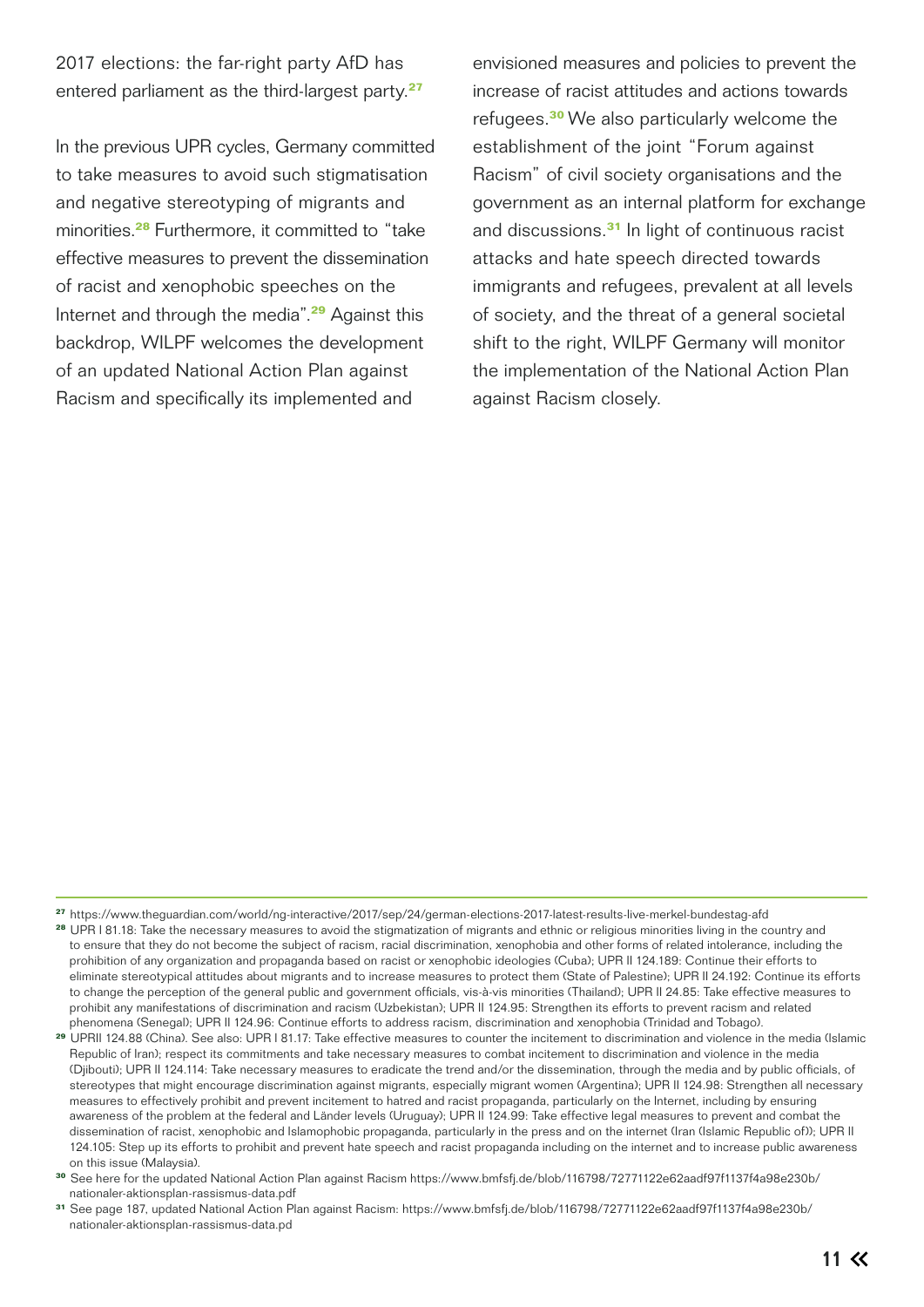2017 elections: the far-right party AfD has entered parliament as the third-largest party.[27]

In the previous UPR cycles, Germany committed to take measures to avoid such stigmatisation and negative stereotyping of migrants and minorities.[28] Furthermore, it committed to "take effective measures to prevent the dissemination of racist and xenophobic speeches on the Internet and through the media".[29] Against this backdrop, WILPF welcomes the development of an updated National Action Plan against Racism and specifically its implemented and envisioned measures and policies to prevent the increase of racist attitudes and actions towards refugees.[30] We also particularly welcome the establishment of the joint "Forum against Racism" of civil society organisations and the government as an internal platform for exchange and discussions.[31] In light of continuous racist attacks and hate speech directed towards immigrants and refugees, prevalent at all levels of society, and the threat of a general societal shift to the right, WILPF Germany will monitor the implementation of the National Action Plan against Racism closely.

---

[27] https://www.theguardian.com/world/ng-interactive/2017/sep/24/german-elections-2017-latest-results-live-merkel-bundestag-afd

[28] UPR I 81.18: Take the necessary measures to avoid the stigmatization of migrants and ethnic or religious minorities living in the country and to ensure that they do not become the subject of racism, racial discrimination, xenophobia and other forms of related intolerance, including the prohibition of any organization and propaganda based on racist or xenophobic ideologies (Cuba); UPR II 124.189: Continue their efforts to eliminate stereotypical attitudes about migrants and to increase measures to protect them (State of Palestine); UPR II 24.192: Continue its efforts to change the perception of the general public and government officials, vis-à-vis minorities (Thailand); UPR II 24.85: Take effective measures to prohibit any manifestations of discrimination and racism (Uzbekistan); UPR II 124.95: Strengthen its efforts to prevent racism and related phenomena (Senegal); UPR II 124.96: Continue efforts to address racism, discrimination and xenophobia (Trinidad and Tobago).

[29] UPRII 124.88 (China). See also: UPR I 81.17: Take effective measures to counter the incitement to discrimination and violence in the media (Islamic Republic of Iran); respect its commitments and take necessary measures to combat incitement to discrimination and violence in the media (Djibouti); UPR II 124.114: Take necessary measures to eradicate the trend and/or the dissemination, through the media and by public officials, of stereotypes that might encourage discrimination against migrants, especially migrant women (Argentina); UPR II 124.98: Strengthen all necessary measures to effectively prohibit and prevent incitement to hatred and racist propaganda, particularly on the Internet, including by ensuring awareness of the problem at the federal and Länder levels (Uruguay); UPR II 124.99: Take effective legal measures to prevent and combat the dissemination of racist, xenophobic and Islamophobic propaganda, particularly in the press and on the internet (Iran (Islamic Republic of)); UPR II 124.105: Step up its efforts to prohibit and prevent hate speech and racist propaganda including on the internet and to increase public awareness on this issue (Malaysia).

[30] See here for the updated National Action Plan against Racism https://www.bmfsfj.de/blob/116798/72771122e62aadf97f1137f4a98e230b/nationaler-aktionsplan-rassismus-data.pdf

[31] See page 187, updated National Action Plan against Racism: https://www.bmfsfj.de/blob/116798/72771122e62aadf97f1137f4a98e230b/nationaler-aktionsplan-rassismus-data.pd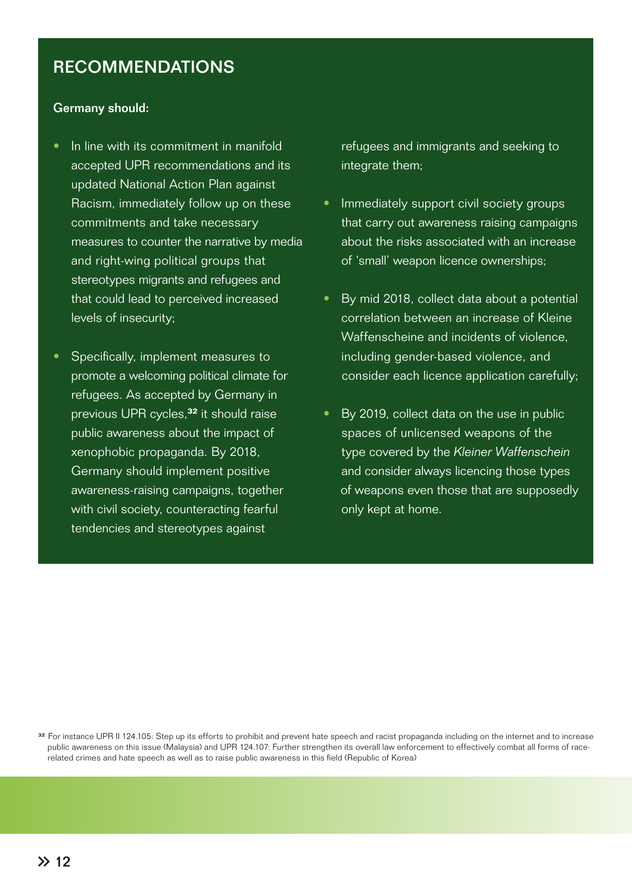## RECOMMENDATIONS

**Germany should:**

- In line with its commitment in manifold accepted UPR recommendations and its updated National Action Plan against Racism, immediately follow up on these commitments and take necessary measures to counter the narrative by media and right-wing political groups that stereotypes migrants and refugees and that could lead to perceived increased levels of insecurity;
- Specifically, implement measures to promote a welcoming political climate for refugees. As accepted by Germany in previous UPR cycles,[32] it should raise public awareness about the impact of xenophobic propaganda. By 2018, Germany should implement positive awareness-raising campaigns, together with civil society, counteracting fearful tendencies and stereotypes against refugees and immigrants and seeking to integrate them;
- Immediately support civil society groups that carry out awareness raising campaigns about the risks associated with an increase of 'small' weapon licence ownerships;
- By mid 2018, collect data about a potential correlation between an increase of Kleine Waffenscheine and incidents of violence, including gender-based violence, and consider each licence application carefully;
- By 2019, collect data on the use in public spaces of unlicensed weapons of the type covered by the *Kleiner Waffenschein* and consider always licencing those types of weapons even those that are supposedly only kept at home.

[32] For instance UPR II 124.105: Step up its efforts to prohibit and prevent hate speech and racist propaganda including on the internet and to increase public awareness on this issue (Malaysia) and UPR 124.107: Further strengthen its overall law enforcement to effectively combat all forms of race-related crimes and hate speech as well as to raise public awareness in this field (Republic of Korea)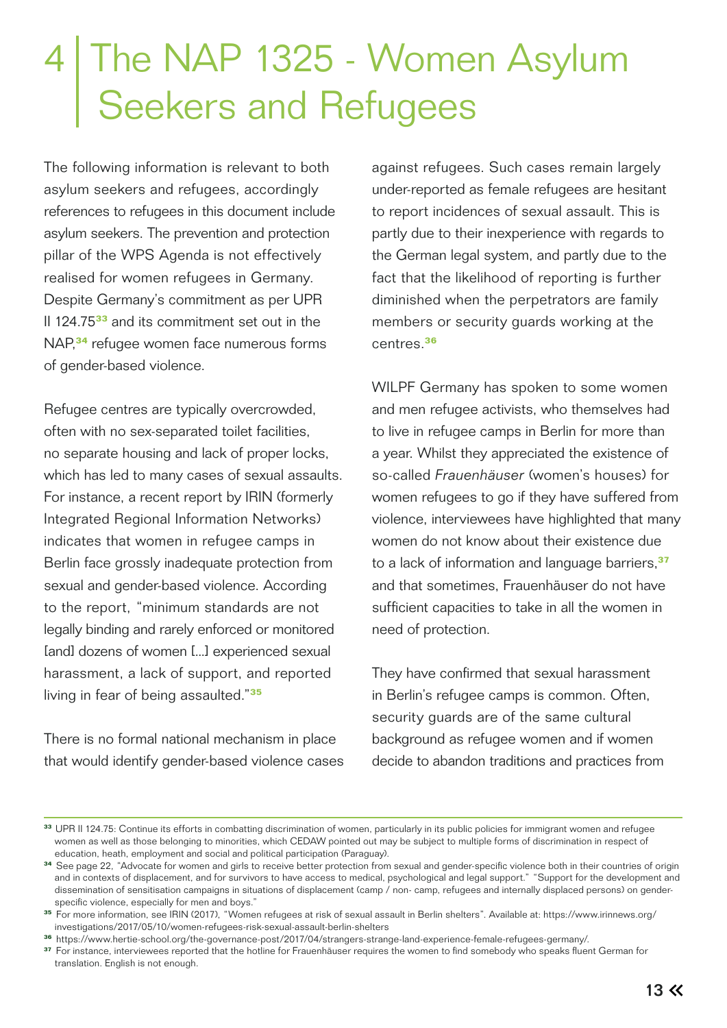# 4 The NAP 1325 - Women Asylum Seekers and Refugees

The following information is relevant to both asylum seekers and refugees, accordingly references to refugees in this document include asylum seekers. The prevention and protection pillar of the WPS Agenda is not effectively realised for women refugees in Germany. Despite Germany's commitment as per UPR II 124.75[33] and its commitment set out in the NAP,[34] refugee women face numerous forms of gender-based violence.

Refugee centres are typically overcrowded, often with no sex-separated toilet facilities, no separate housing and lack of proper locks, which has led to many cases of sexual assaults. For instance, a recent report by IRIN (formerly Integrated Regional Information Networks) indicates that women in refugee camps in Berlin face grossly inadequate protection from sexual and gender-based violence. According to the report, "minimum standards are not legally binding and rarely enforced or monitored [and] dozens of women [...] experienced sexual harassment, a lack of support, and reported living in fear of being assaulted."[35]

There is no formal national mechanism in place that would identify gender-based violence cases against refugees. Such cases remain largely under-reported as female refugees are hesitant to report incidences of sexual assault. This is partly due to their inexperience with regards to the German legal system, and partly due to the fact that the likelihood of reporting is further diminished when the perpetrators are family members or security guards working at the centres.[36]

WILPF Germany has spoken to some women and men refugee activists, who themselves had to live in refugee camps in Berlin for more than a year. Whilst they appreciated the existence of so-called *Frauenhäuser* (women's houses) for women refugees to go if they have suffered from violence, interviewees have highlighted that many women do not know about their existence due to a lack of information and language barriers,[37] and that sometimes, Frauenhäuser do not have sufficient capacities to take in all the women in need of protection.

They have confirmed that sexual harassment in Berlin's refugee camps is common. Often, security guards are of the same cultural background as refugee women and if women decide to abandon traditions and practices from

---

[33] UPR II 124.75: Continue its efforts in combatting discrimination of women, particularly in its public policies for immigrant women and refugee women as well as those belonging to minorities, which CEDAW pointed out may be subject to multiple forms of discrimination in respect of education, heath, employment and social and political participation (Paraguay).

[34] See page 22, "Advocate for women and girls to receive better protection from sexual and gender-specific violence both in their countries of origin and in contexts of displacement, and for survivors to have access to medical, psychological and legal support." "Support for the development and dissemination of sensitisation campaigns in situations of displacement (camp / non- camp, refugees and internally displaced persons) on gender-specific violence, especially for men and boys."

[35] For more information, see IRIN (2017), "Women refugees at risk of sexual assault in Berlin shelters". Available at: https://www.irinnews.org/investigations/2017/05/10/women-refugees-risk-sexual-assault-berlin-shelters

[36] https://www.hertie-school.org/the-governance-post/2017/04/strangers-strange-land-experience-female-refugees-germany/.

[37] For instance, interviewees reported that the hotline for Frauenhäuser requires the women to find somebody who speaks fluent German for translation. English is not enough.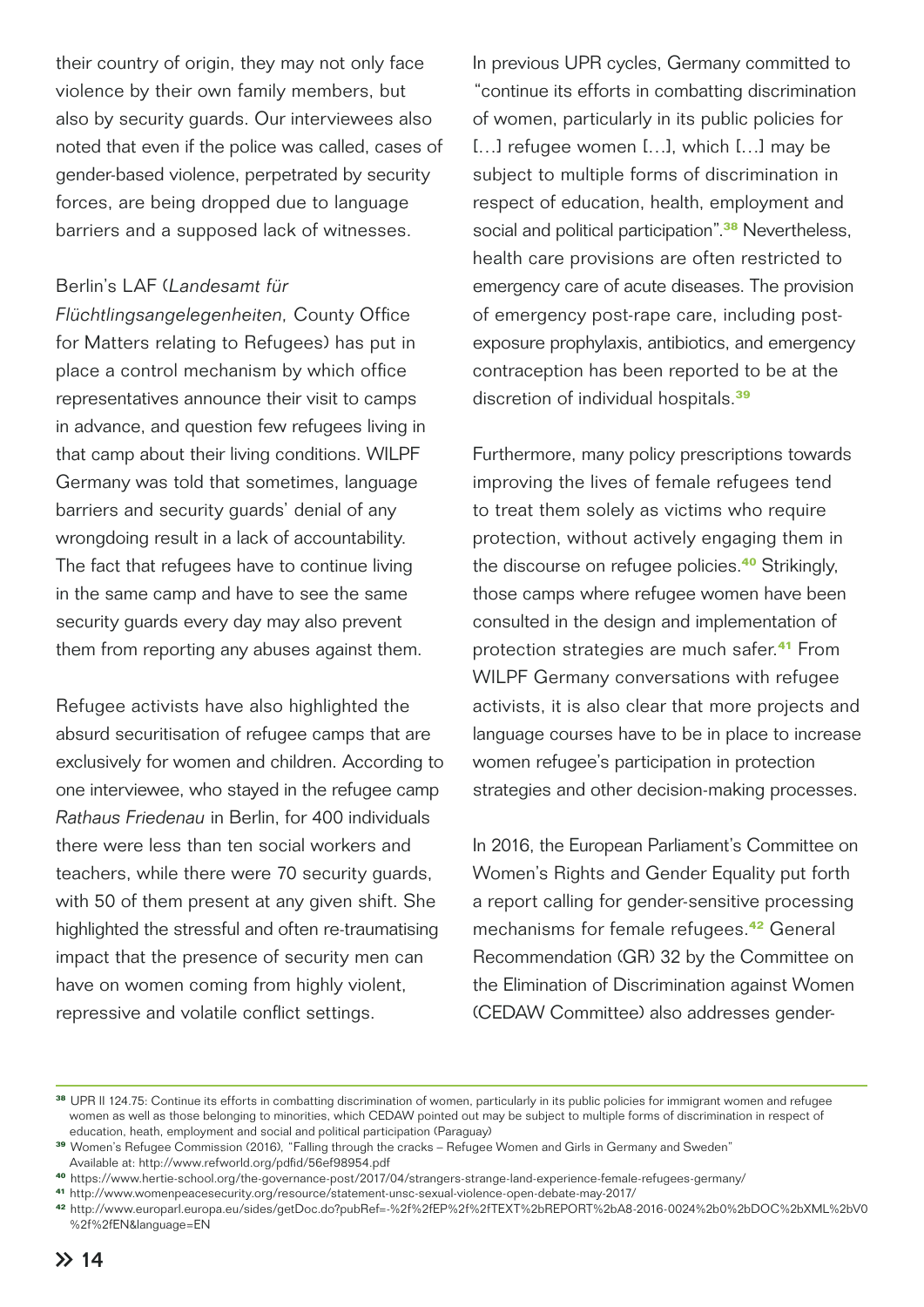their country of origin, they may not only face violence by their own family members, but also by security guards. Our interviewees also noted that even if the police was called, cases of gender-based violence, perpetrated by security forces, are being dropped due to language barriers and a supposed lack of witnesses.

Berlin's LAF (*Landesamt für Flüchtlingsangelegenheiten,* County Office for Matters relating to Refugees) has put in place a control mechanism by which office representatives announce their visit to camps in advance, and question few refugees living in that camp about their living conditions. WILPF Germany was told that sometimes, language barriers and security guards' denial of any wrongdoing result in a lack of accountability. The fact that refugees have to continue living in the same camp and have to see the same security guards every day may also prevent them from reporting any abuses against them.

Refugee activists have also highlighted the absurd securitisation of refugee camps that are exclusively for women and children. According to one interviewee, who stayed in the refugee camp *Rathaus Friedenau* in Berlin, for 400 individuals there were less than ten social workers and teachers, while there were 70 security guards, with 50 of them present at any given shift. She highlighted the stressful and often re-traumatising impact that the presence of security men can have on women coming from highly violent, repressive and volatile conflict settings.

In previous UPR cycles, Germany committed to "continue its efforts in combatting discrimination of women, particularly in its public policies for […] refugee women […], which […] may be subject to multiple forms of discrimination in respect of education, health, employment and social and political participation".[38] Nevertheless, health care provisions are often restricted to emergency care of acute diseases. The provision of emergency post-rape care, including post-exposure prophylaxis, antibiotics, and emergency contraception has been reported to be at the discretion of individual hospitals.[39]

Furthermore, many policy prescriptions towards improving the lives of female refugees tend to treat them solely as victims who require protection, without actively engaging them in the discourse on refugee policies.[40] Strikingly, those camps where refugee women have been consulted in the design and implementation of protection strategies are much safer.[41] From WILPF Germany conversations with refugee activists, it is also clear that more projects and language courses have to be in place to increase women refugee's participation in protection strategies and other decision-making processes.

In 2016, the European Parliament's Committee on Women's Rights and Gender Equality put forth a report calling for gender-sensitive processing mechanisms for female refugees.[42] General Recommendation (GR) 32 by the Committee on the Elimination of Discrimination against Women (CEDAW Committee) also addresses gender-

---

[38] UPR II 124.75: Continue its efforts in combatting discrimination of women, particularly in its public policies for immigrant women and refugee women as well as those belonging to minorities, which CEDAW pointed out may be subject to multiple forms of discrimination in respect of education, heath, employment and social and political participation (Paraguay)

[39] Women's Refugee Commission (2016), "Falling through the cracks – Refugee Women and Girls in Germany and Sweden" Available at: http://www.refworld.org/pdfid/56ef98954.pdf

[40] https://www.hertie-school.org/the-governance-post/2017/04/strangers-strange-land-experience-female-refugees-germany/

[41] http://www.womenpeacesecurity.org/resource/statement-unsc-sexual-violence-open-debate-may-2017/

[42] http://www.europarl.europa.eu/sides/getDoc.do?pubRef=-%2f%2fEP%2f%2fTEXT%2bREPORT%2bA8-2016-0024%2b0%2bDOC%2bXML%2bV0%2f%2fEN&language=EN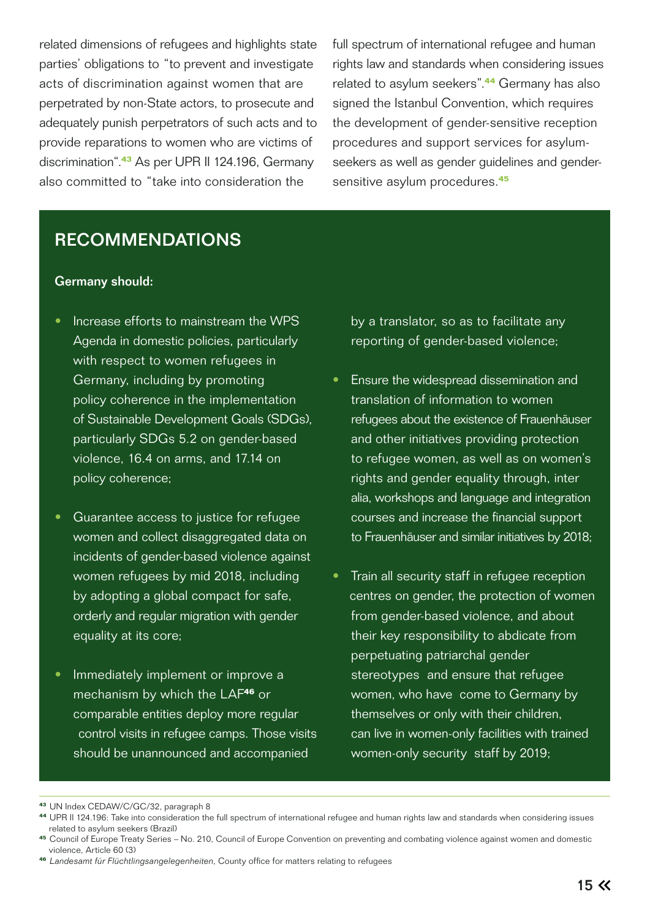related dimensions of refugees and highlights state parties' obligations to "to prevent and investigate acts of discrimination against women that are perpetrated by non-State actors, to prosecute and adequately punish perpetrators of such acts and to provide reparations to women who are victims of discrimination".[43] As per UPR II 124.196, Germany also committed to "take into consideration the full spectrum of international refugee and human rights law and standards when considering issues related to asylum seekers".[44] Germany has also signed the Istanbul Convention, which requires the development of gender-sensitive reception procedures and support services for asylum-seekers as well as gender guidelines and gender-sensitive asylum procedures.[45]

## RECOMMENDATIONS

**Germany should:**

- Increase efforts to mainstream the WPS Agenda in domestic policies, particularly with respect to women refugees in Germany, including by promoting policy coherence in the implementation of Sustainable Development Goals (SDGs), particularly SDGs 5.2 on gender-based violence, 16.4 on arms, and 17.14 on policy coherence;

- Guarantee access to justice for refugee women and collect disaggregated data on incidents of gender-based violence against women refugees by mid 2018, including by adopting a global compact for safe, orderly and regular migration with gender equality at its core;

- Immediately implement or improve a mechanism by which the LAF[46] or comparable entities deploy more regular control visits in refugee camps. Those visits should be unannounced and accompanied by a translator, so as to facilitate any reporting of gender-based violence;

- Ensure the widespread dissemination and translation of information to women refugees about the existence of Frauenhäuser and other initiatives providing protection to refugee women, as well as on women's rights and gender equality through, inter alia, workshops and language and integration courses and increase the financial support to Frauenhäuser and similar initiatives by 2018;

- Train all security staff in refugee reception centres on gender, the protection of women from gender-based violence, and about their key responsibility to abdicate from perpetuating patriarchal gender stereotypes and ensure that refugee women, who have come to Germany by themselves or only with their children, can live in women-only facilities with trained women-only security staff by 2019;

---

[43] UN Index CEDAW/C/GC/32, paragraph 8

[44] UPR II 124.196: Take into consideration the full spectrum of international refugee and human rights law and standards when considering issues related to asylum seekers (Brazil)

[45] Council of Europe Treaty Series – No. 210, Council of Europe Convention on preventing and combating violence against women and domestic violence, Article 60 (3)

[46] *Landesamt für Flüchtlingsangelegenheiten*, County office for matters relating to refugees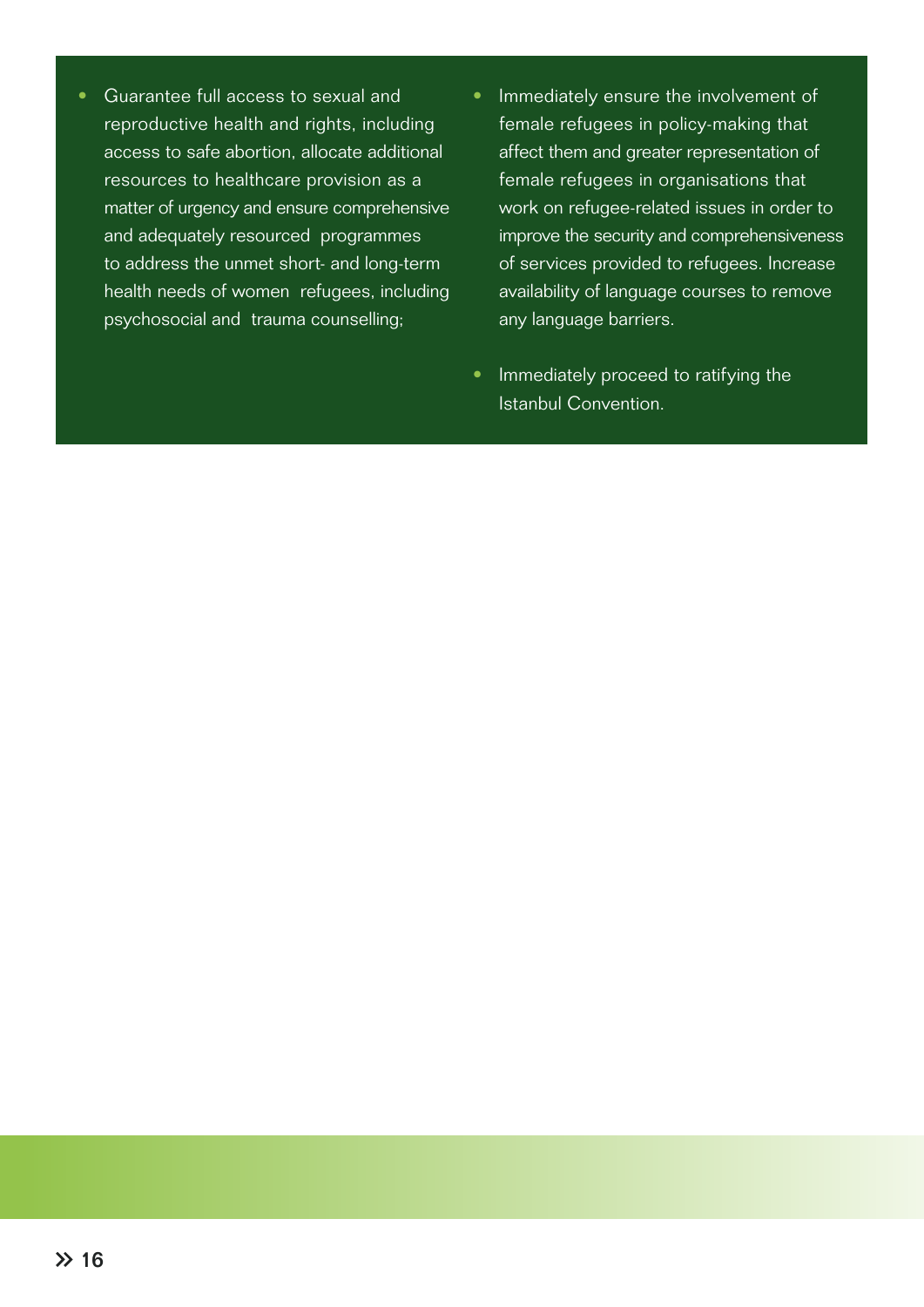- Guarantee full access to sexual and reproductive health and rights, including access to safe abortion, allocate additional resources to healthcare provision as a matter of urgency and ensure comprehensive and adequately resourced programmes to address the unmet short- and long-term health needs of women refugees, including psychosocial and trauma counselling;
- Immediately ensure the involvement of female refugees in policy-making that affect them and greater representation of female refugees in organisations that work on refugee-related issues in order to improve the security and comprehensiveness of services provided to refugees. Increase availability of language courses to remove any language barriers.
- Immediately proceed to ratifying the Istanbul Convention.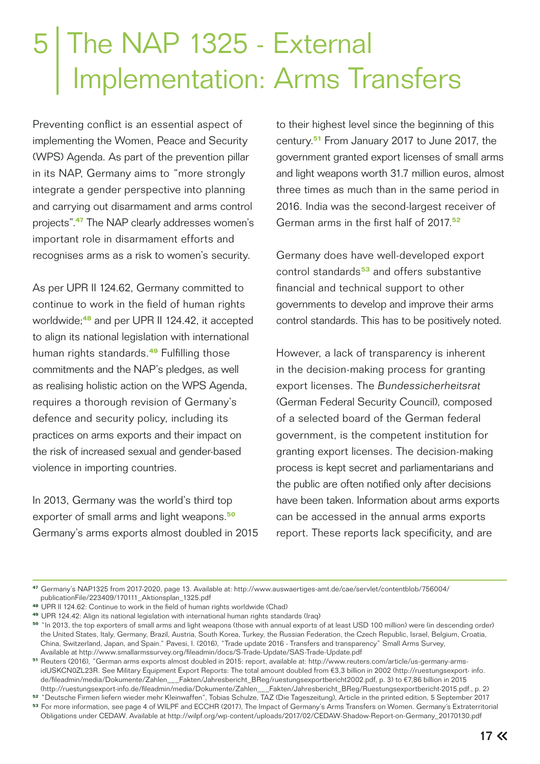# 5 The NAP 1325 - External Implementation: Arms Transfers

Preventing conflict is an essential aspect of implementing the Women, Peace and Security (WPS) Agenda. As part of the prevention pillar in its NAP, Germany aims to "more strongly integrate a gender perspective into planning and carrying out disarmament and arms control projects".[47] The NAP clearly addresses women's important role in disarmament efforts and recognises arms as a risk to women's security.

As per UPR II 124.62, Germany committed to continue to work in the field of human rights worldwide;[48] and per UPR II 124.42, it accepted to align its national legislation with international human rights standards.[49] Fulfilling those commitments and the NAP's pledges, as well as realising holistic action on the WPS Agenda, requires a thorough revision of Germany's defence and security policy, including its practices on arms exports and their impact on the risk of increased sexual and gender-based violence in importing countries.

In 2013, Germany was the world's third top exporter of small arms and light weapons.[50] Germany's arms exports almost doubled in 2015 to their highest level since the beginning of this century.[51] From January 2017 to June 2017, the government granted export licenses of small arms and light weapons worth 31.7 million euros, almost three times as much than in the same period in 2016. India was the second-largest receiver of German arms in the first half of 2017.[52]

Germany does have well-developed export control standards[53] and offers substantive financial and technical support to other governments to develop and improve their arms control standards. This has to be positively noted.

However, a lack of transparency is inherent in the decision-making process for granting export licenses. The *Bundessicherheitsrat* (German Federal Security Council), composed of a selected board of the German federal government, is the competent institution for granting export licenses. The decision-making process is kept secret and parliamentarians and the public are often notified only after decisions have been taken. Information about arms exports can be accessed in the annual arms exports report. These reports lack specificity, and are

---

[47] Germany's NAP1325 from 2017-2020, page 13. Available at: http://www.auswaertiges-amt.de/cae/servlet/contentblob/756004/publicationFile/223409/170111_Aktionsplan_1325.pdf

[48] UPR II 124.62: Continue to work in the field of human rights worldwide (Chad)

[49] UPR 124.42: Align its national legislation with international human rights standards (Iraq)

[50] "In 2013, the top exporters of small arms and light weapons (those with annual exports of at least USD 100 million) were (in descending order) the United States, Italy, Germany, Brazil, Austria, South Korea, Turkey, the Russian Federation, the Czech Republic, Israel, Belgium, Croatia, China, Switzerland, Japan, and Spain." Pavesi, I. (2016), "Trade update 2016 - Transfers and transparency" Small Arms Survey, Available at http://www.smallarmssurvey.org/fileadmin/docs/S-Trade-Update/SAS-Trade-Update.pdf

[51] Reuters (2016), "German arms exports almost doubled in 2015: report, available at: http://www.reuters.com/article/us-germany-arms-idUSKCN0ZL23R. See Military Equipment Export Reports: The total amount doubled from €3,3 billion in 2002 (http://ruestungsexport- info.de/fileadmin/media/Dokumente/Zahlen___Fakten/Jahresbericht_BReg/ruestungsexportbericht2002.pdf, p. 3) to €7,86 billion in 2015 (http://ruestungsexport-info.de/fileadmin/media/Dokumente/Zahlen___Fakten/Jahresbericht_BReg/Ruestungsexportbericht-2015.pdf., p. 2)

[52] "Deutsche Firmen liefern wieder mehr Kleinwaffen", Tobias Schulze, TAZ (Die Tageszeitung), Article in the printed edition, 5 September 2017

[53] For more information, see page 4 of WILPF and ECCHR (2017), The Impact of Germany's Arms Transfers on Women. Germany's Extraterritorial Obligations under CEDAW. Available at http://wilpf.org/wp-content/uploads/2017/02/CEDAW-Shadow-Report-on-Germany_20170130.pdf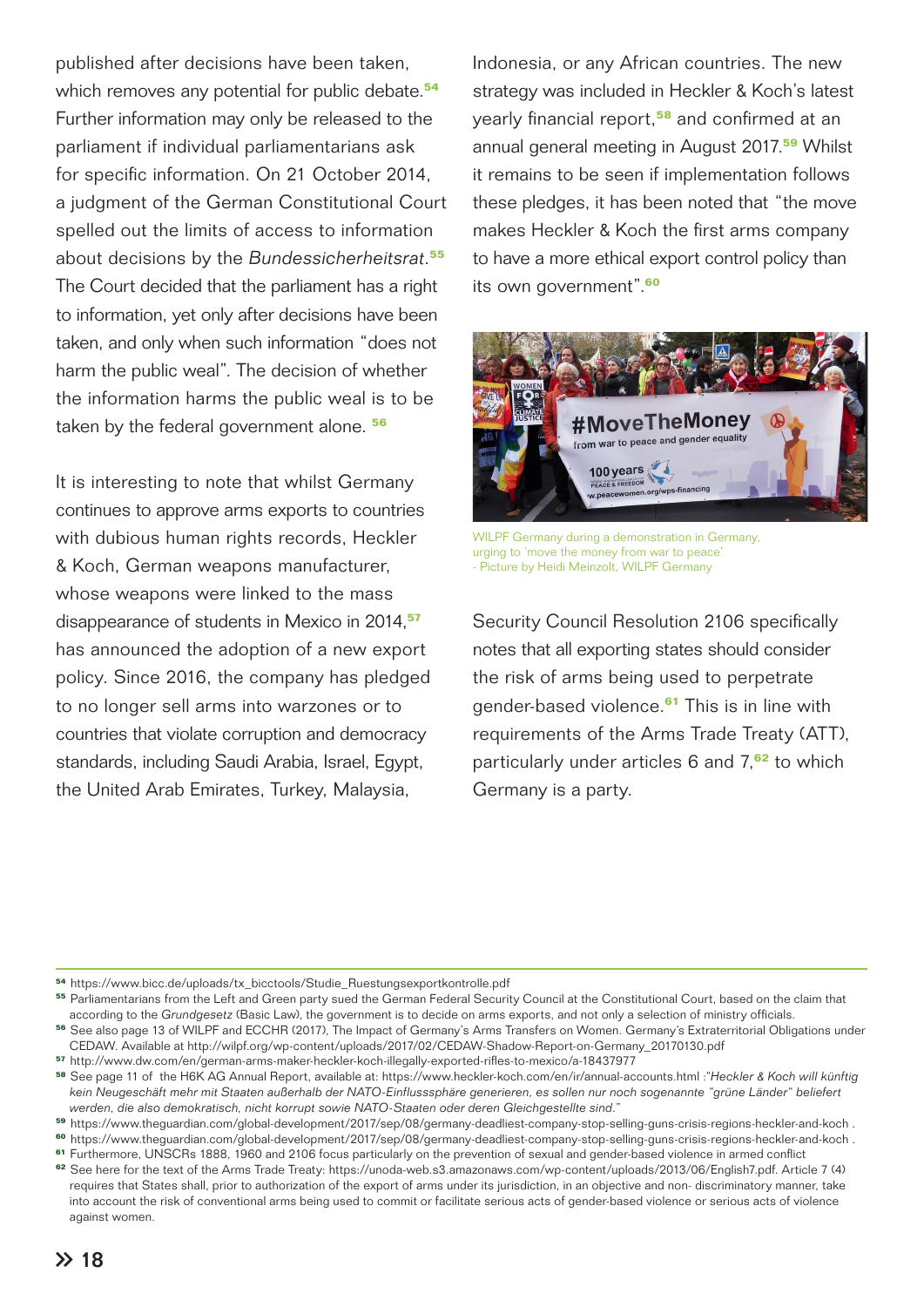published after decisions have been taken, which removes any potential for public debate.[54] Further information may only be released to the parliament if individual parliamentarians ask for specific information. On 21 October 2014, a judgment of the German Constitutional Court spelled out the limits of access to information about decisions by the *Bundessicherheitsrat*.[55] The Court decided that the parliament has a right to information, yet only after decisions have been taken, and only when such information "does not harm the public weal". The decision of whether the information harms the public weal is to be taken by the federal government alone. [56]

It is interesting to note that whilst Germany continues to approve arms exports to countries with dubious human rights records, Heckler & Koch, German weapons manufacturer, whose weapons were linked to the mass disappearance of students in Mexico in 2014,[57] has announced the adoption of a new export policy. Since 2016, the company has pledged to no longer sell arms into warzones or to countries that violate corruption and democracy standards, including Saudi Arabia, Israel, Egypt, the United Arab Emirates, Turkey, Malaysia, Indonesia, or any African countries. The new strategy was included in Heckler & Koch's latest yearly financial report,[58] and confirmed at an annual general meeting in August 2017.[59] Whilst it remains to be seen if implementation follows these pledges, it has been noted that "the move makes Heckler & Koch the first arms company to have a more ethical export control policy than its own government".[60]

WILPF Germany during a demonstration in Germany, urging to 'move the money from war to peace' - Picture by Heidi Meinzolt, WILPF Germany

Security Council Resolution 2106 specifically notes that all exporting states should consider the risk of arms being used to perpetrate gender-based violence.[61] This is in line with requirements of the Arms Trade Treaty (ATT), particularly under articles 6 and 7,[62] to which Germany is a party.

---

[54] https://www.bicc.de/uploads/tx_bicctools/Studie_Ruestungsexportkontrolle.pdf

[55] Parliamentarians from the Left and Green party sued the German Federal Security Council at the Constitutional Court, based on the claim that according to the *Grundgesetz* (Basic Law), the government is to decide on arms exports, and not only a selection of ministry officials.

[56] See also page 13 of WILPF and ECCHR (2017), The Impact of Germany's Arms Transfers on Women. Germany's Extraterritorial Obligations under CEDAW. Available at http://wilpf.org/wp-content/uploads/2017/02/CEDAW-Shadow-Report-on-Germany_20170130.pdf

[57] http://www.dw.com/en/german-arms-maker-heckler-koch-illegally-exported-rifles-to-mexico/a-18437977

[58] See page 11 of the H6K AG Annual Report, available at: https://www.heckler-koch.com/en/ir/annual-accounts.html :*"Heckler & Koch will künftig kein Neugeschäft mehr mit Staaten außerhalb der NATO-Einflusssphäre generieren, es sollen nur noch sogenannte "grüne Länder" beliefert werden, die also demokratisch, nicht korrupt sowie NATO-Staaten oder deren Gleichgestellte sind."*

[59] https://www.theguardian.com/global-development/2017/sep/08/germany-deadliest-company-stop-selling-guns-crisis-regions-heckler-and-koch .

[60] https://www.theguardian.com/global-development/2017/sep/08/germany-deadliest-company-stop-selling-guns-crisis-regions-heckler-and-koch .

[61] Furthermore, UNSCRs 1888, 1960 and 2106 focus particularly on the prevention of sexual and gender-based violence in armed conflict

[62] See here for the text of the Arms Trade Treaty: https://unoda-web.s3.amazonaws.com/wp-content/uploads/2013/06/English7.pdf. Article 7 (4) requires that States shall, prior to authorization of the export of arms under its jurisdiction, in an objective and non- discriminatory manner, take into account the risk of conventional arms being used to commit or facilitate serious acts of gender-based violence or serious acts of violence against women.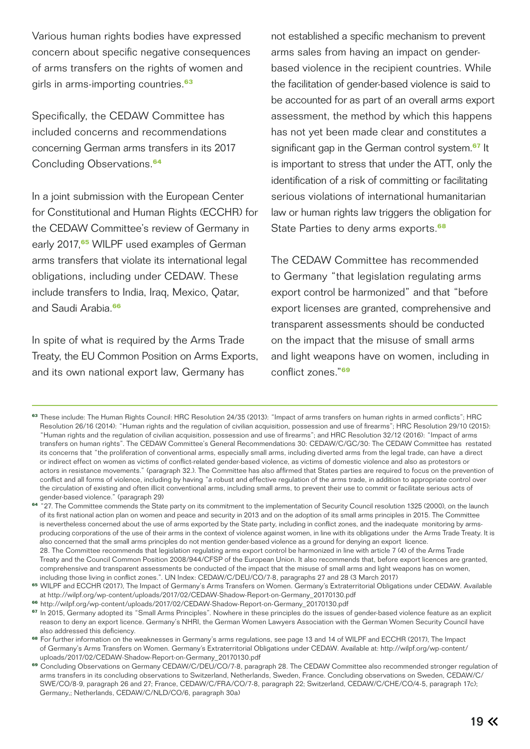Various human rights bodies have expressed concern about specific negative consequences of arms transfers on the rights of women and girls in arms-importing countries.[63]

Specifically, the CEDAW Committee has included concerns and recommendations concerning German arms transfers in its 2017 Concluding Observations.[64]

In a joint submission with the European Center for Constitutional and Human Rights (ECCHR) for the CEDAW Committee's review of Germany in early 2017,[65] WILPF used examples of German arms transfers that violate its international legal obligations, including under CEDAW. These include transfers to India, Iraq, Mexico, Qatar, and Saudi Arabia.[66]

In spite of what is required by the Arms Trade Treaty, the EU Common Position on Arms Exports, and its own national export law, Germany has not established a specific mechanism to prevent arms sales from having an impact on gender-based violence in the recipient countries. While the facilitation of gender-based violence is said to be accounted for as part of an overall arms export assessment, the method by which this happens has not yet been made clear and constitutes a significant gap in the German control system.[67] It is important to stress that under the ATT, only the identification of a risk of committing or facilitating serious violations of international humanitarian law or human rights law triggers the obligation for State Parties to deny arms exports.[68]

The CEDAW Committee has recommended to Germany "that legislation regulating arms export control be harmonized" and that "before export licenses are granted, comprehensive and transparent assessments should be conducted on the impact that the misuse of small arms and light weapons have on women, including in conflict zones."[69]

---

[63] These include: The Human Rights Council: HRC Resolution 24/35 (2013): "Impact of arms transfers on human rights in armed conflicts"; HRC Resolution 26/16 (2014): "Human rights and the regulation of civilian acquisition, possession and use of firearms"; HRC Resolution 29/10 (2015): "Human rights and the regulation of civilian acquisition, possession and use of firearms"; and HRC Resolution 32/12 (2016): "Impact of arms transfers on human rights". The CEDAW Committee's General Recommendations 30: CEDAW/C/GC/30: The CEDAW Committee has restated its concerns that "the proliferation of conventional arms, especially small arms, including diverted arms from the legal trade, can have a direct or indirect effect on women as victims of conflict-related gender-based violence, as victims of domestic violence and also as protestors or actors in resistance movements." (paragraph 32.). The Committee has also affirmed that States parties are required to focus on the prevention of conflict and all forms of violence, including by having "a robust and effective regulation of the arms trade, in addition to appropriate control over the circulation of existing and often illicit conventional arms, including small arms, to prevent their use to commit or facilitate serious acts of gender-based violence." (paragraph 29)

[64] "27. The Committee commends the State party on its commitment to the implementation of Security Council resolution 1325 (2000), on the launch of its first national action plan on women and peace and security in 2013 and on the adoption of its small arms principles in 2015. The Committee is nevertheless concerned about the use of arms exported by the State party, including in conflict zones, and the inadequate monitoring by arms-producing corporations of the use of their arms in the context of violence against women, in line with its obligations under the Arms Trade Treaty. It is also concerned that the small arms principles do not mention gender-based violence as a ground for denying an export licence.
28. The Committee recommends that legislation regulating arms export control be harmonized in line with article 7 (4) of the Arms Trade Treaty and the Council Common Position 2008/944/CFSP of the European Union. It also recommends that, before export licences are granted, comprehensive and transparent assessments be conducted of the impact that the misuse of small arms and light weapons has on women, including those living in conflict zones.". UN Index: CEDAW/C/DEU/CO/7-8, paragraphs 27 and 28 (3 March 2017)

[65] WILPF and ECCHR (2017), The Impact of Germany's Arms Transfers on Women. Germany's Extraterritorial Obligations under CEDAW. Available at http://wilpf.org/wp-content/uploads/2017/02/CEDAW-Shadow-Report-on-Germany_20170130.pdf

[66] http://wilpf.org/wp-content/uploads/2017/02/CEDAW-Shadow-Report-on-Germany_20170130.pdf

[67] In 2015, Germany adopted its "Small Arms Principles". Nowhere in these principles do the issues of gender-based violence feature as an explicit reason to deny an export licence. Germany's NHRI, the German Women Lawyers Association with the German Women Security Council have also addressed this deficiency.

[68] For further information on the weaknesses in Germany's arms regulations, see page 13 and 14 of WILPF and ECCHR (2017), The Impact of Germany's Arms Transfers on Women. Germany's Extraterritorial Obligations under CEDAW. Available at: http://wilpf.org/wp-content/uploads/2017/02/CEDAW-Shadow-Report-on-Germany_20170130.pdf

[69] Concluding Observations on Germany CEDAW/C/DEU/CO/7-8, paragraph 28. The CEDAW Committee also recommended stronger regulation of arms transfers in its concluding observations to Switzerland, Netherlands, Sweden, France. Concluding observations on Sweden, CEDAW/C/SWE/CO/8-9, paragraph 26 and 27; France, CEDAW/C/FRA/CO/7-8, paragraph 22; Switzerland, CEDAW/C/CHE/CO/4-5, paragraph 17c); Germany,; Netherlands, CEDAW/C/NLD/CO/6, paragraph 30a)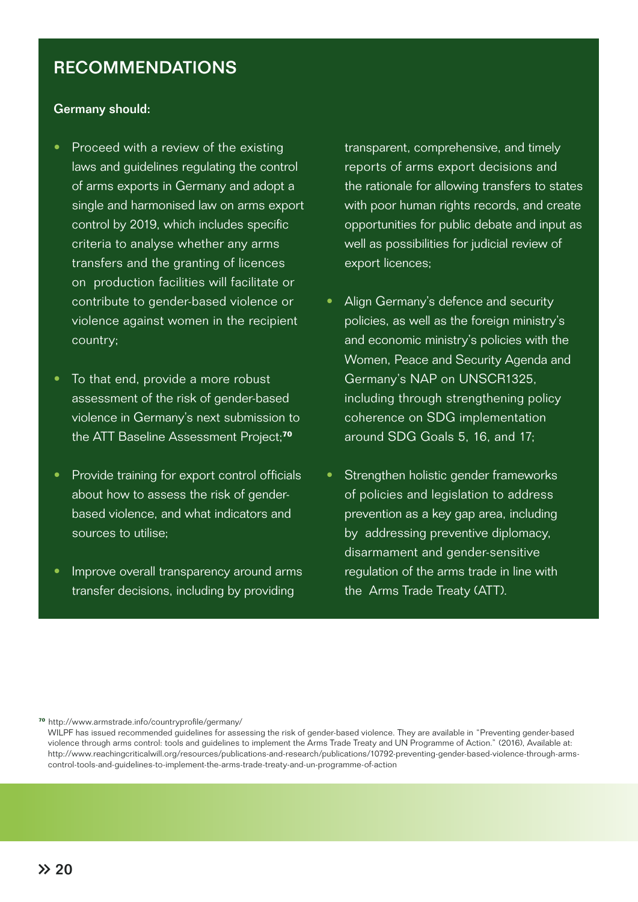## RECOMMENDATIONS

**Germany should:**

- Proceed with a review of the existing laws and guidelines regulating the control of arms exports in Germany and adopt a single and harmonised law on arms export control by 2019, which includes specific criteria to analyse whether any arms transfers and the granting of licences on production facilities will facilitate or contribute to gender-based violence or violence against women in the recipient country;
- To that end, provide a more robust assessment of the risk of gender-based violence in Germany's next submission to the ATT Baseline Assessment Project;[70]
- Provide training for export control officials about how to assess the risk of gender-based violence, and what indicators and sources to utilise;
- Improve overall transparency around arms transfer decisions, including by providing transparent, comprehensive, and timely reports of arms export decisions and the rationale for allowing transfers to states with poor human rights records, and create opportunities for public debate and input as well as possibilities for judicial review of export licences;
- Align Germany's defence and security policies, as well as the foreign ministry's and economic ministry's policies with the Women, Peace and Security Agenda and Germany's NAP on UNSCR1325, including through strengthening policy coherence on SDG implementation around SDG Goals 5, 16, and 17;
- Strengthen holistic gender frameworks of policies and legislation to address prevention as a key gap area, including by addressing preventive diplomacy, disarmament and gender-sensitive regulation of the arms trade in line with the Arms Trade Treaty (ATT).

[70] http://www.armstrade.info/countryprofile/germany/
WILPF has issued recommended guidelines for assessing the risk of gender-based violence. They are available in "Preventing gender-based violence through arms control: tools and guidelines to implement the Arms Trade Treaty and UN Programme of Action." (2016), Available at: http://www.reachingcriticalwill.org/resources/publications-and-research/publications/10792-preventing-gender-based-violence-through-arms-control-tools-and-guidelines-to-implement-the-arms-trade-treaty-and-un-programme-of-action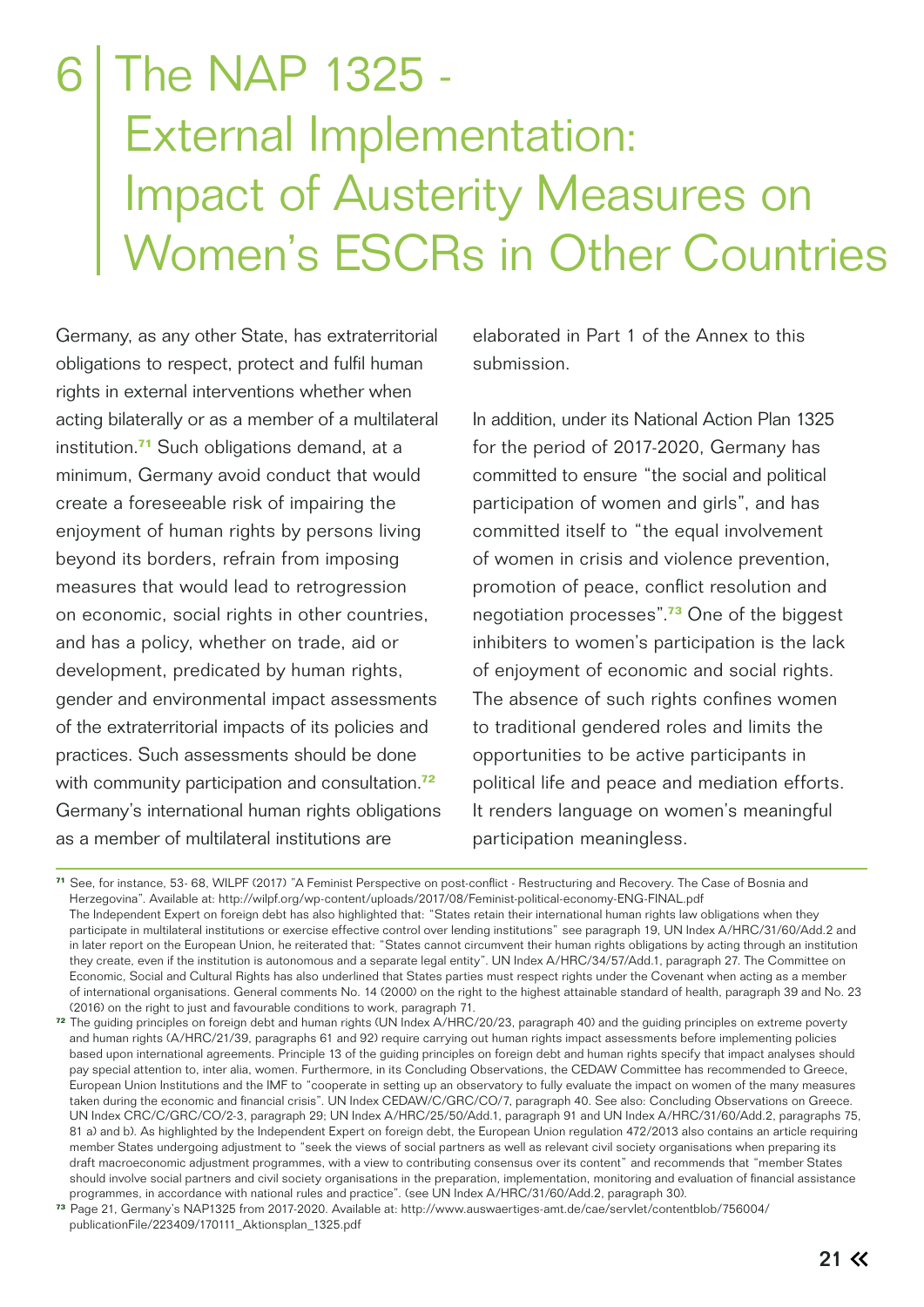# 6 The NAP 1325 - External Implementation: Impact of Austerity Measures on Women's ESCRs in Other Countries

Germany, as any other State, has extraterritorial obligations to respect, protect and fulfil human rights in external interventions whether when acting bilaterally or as a member of a multilateral institution.[71] Such obligations demand, at a minimum, Germany avoid conduct that would create a foreseeable risk of impairing the enjoyment of human rights by persons living beyond its borders, refrain from imposing measures that would lead to retrogression on economic, social rights in other countries, and has a policy, whether on trade, aid or development, predicated by human rights, gender and environmental impact assessments of the extraterritorial impacts of its policies and practices. Such assessments should be done with community participation and consultation.[72] Germany's international human rights obligations as a member of multilateral institutions are elaborated in Part 1 of the Annex to this submission.

In addition, under its National Action Plan 1325 for the period of 2017-2020, Germany has committed to ensure "the social and political participation of women and girls", and has committed itself to "the equal involvement of women in crisis and violence prevention, promotion of peace, conflict resolution and negotiation processes".[73] One of the biggest inhibiters to women's participation is the lack of enjoyment of economic and social rights. The absence of such rights confines women to traditional gendered roles and limits the opportunities to be active participants in political life and peace and mediation efforts. It renders language on women's meaningful participation meaningless.

---

[71] See, for instance, 53- 68, WILPF (2017) "A Feminist Perspective on post-conflict - Restructuring and Recovery. The Case of Bosnia and Herzegovina". Available at: http://wilpf.org/wp-content/uploads/2017/08/Feminist-political-economy-ENG-FINAL.pdf
The Independent Expert on foreign debt has also highlighted that: "States retain their international human rights law obligations when they participate in multilateral institutions or exercise effective control over lending institutions" see paragraph 19, UN Index A/HRC/31/60/Add.2 and in later report on the European Union, he reiterated that: "States cannot circumvent their human rights obligations by acting through an institution they create, even if the institution is autonomous and a separate legal entity". UN Index A/HRC/34/57/Add.1, paragraph 27. The Committee on Economic, Social and Cultural Rights has also underlined that States parties must respect rights under the Covenant when acting as a member of international organisations. General comments No. 14 (2000) on the right to the highest attainable standard of health, paragraph 39 and No. 23 (2016) on the right to just and favourable conditions to work, paragraph 71.

[72] The guiding principles on foreign debt and human rights (UN Index A/HRC/20/23, paragraph 40) and the guiding principles on extreme poverty and human rights (A/HRC/21/39, paragraphs 61 and 92) require carrying out human rights impact assessments before implementing policies based upon international agreements. Principle 13 of the guiding principles on foreign debt and human rights specify that impact analyses should pay special attention to, inter alia, women. Furthermore, in its Concluding Observations, the CEDAW Committee has recommended to Greece, European Union Institutions and the IMF to "cooperate in setting up an observatory to fully evaluate the impact on women of the many measures taken during the economic and financial crisis". UN Index CEDAW/C/GRC/CO/7, paragraph 40. See also: Concluding Observations on Greece. UN Index CRC/C/GRC/CO/2-3, paragraph 29; UN Index A/HRC/25/50/Add.1, paragraph 91 and UN Index A/HRC/31/60/Add.2, paragraphs 75, 81 a) and b). As highlighted by the Independent Expert on foreign debt, the European Union regulation 472/2013 also contains an article requiring member States undergoing adjustment to "seek the views of social partners as well as relevant civil society organisations when preparing its draft macroeconomic adjustment programmes, with a view to contributing consensus over its content" and recommends that "member States should involve social partners and civil society organisations in the preparation, implementation, monitoring and evaluation of financial assistance programmes, in accordance with national rules and practice". (see UN Index A/HRC/31/60/Add.2, paragraph 30).

[73] Page 21, Germany's NAP1325 from 2017-2020. Available at: http://www.auswaertiges-amt.de/cae/servlet/contentblob/756004/publicationFile/223409/170111_Aktionsplan_1325.pdf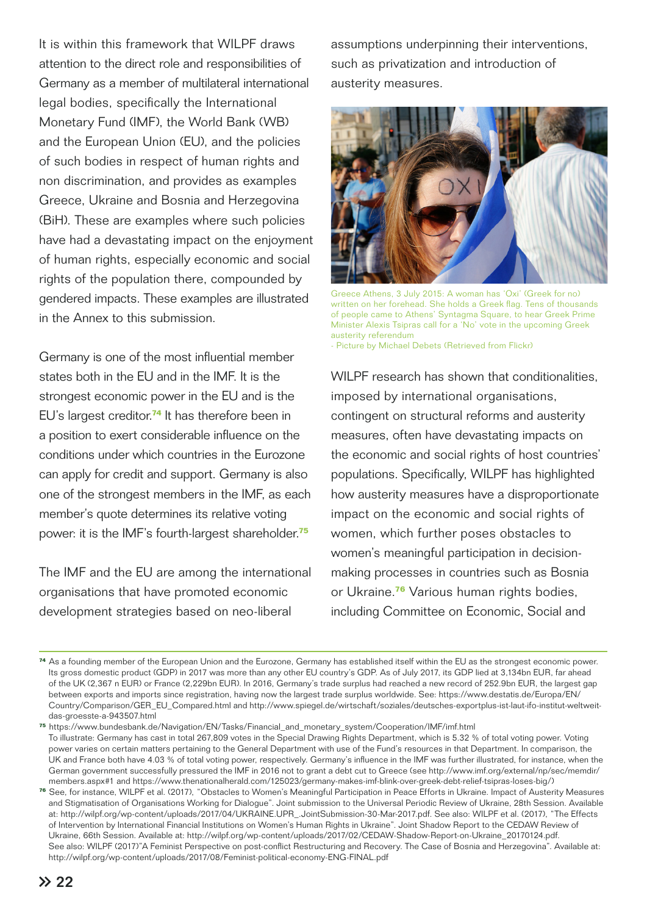It is within this framework that WILPF draws attention to the direct role and responsibilities of Germany as a member of multilateral international legal bodies, specifically the International Monetary Fund (IMF), the World Bank (WB) and the European Union (EU), and the policies of such bodies in respect of human rights and non discrimination, and provides as examples Greece, Ukraine and Bosnia and Herzegovina (BiH). These are examples where such policies have had a devastating impact on the enjoyment of human rights, especially economic and social rights of the population there, compounded by gendered impacts. These examples are illustrated in the Annex to this submission.

Germany is one of the most influential member states both in the EU and in the IMF. It is the strongest economic power in the EU and is the EU's largest creditor.[74] It has therefore been in a position to exert considerable influence on the conditions under which countries in the Eurozone can apply for credit and support. Germany is also one of the strongest members in the IMF, as each member's quote determines its relative voting power: it is the IMF's fourth-largest shareholder.[75]

The IMF and the EU are among the international organisations that have promoted economic development strategies based on neo-liberal assumptions underpinning their interventions, such as privatization and introduction of austerity measures.

Greece Athens, 3 July 2015: A woman has 'Oxi' (Greek for no) written on her forehead. She holds a Greek flag. Tens of thousands of people came to Athens' Syntagma Square, to hear Greek Prime Minister Alexis Tsipras call for a 'No' vote in the upcoming Greek austerity referendum
- Picture by Michael Debets (Retrieved from Flickr)

WILPF research has shown that conditionalities, imposed by international organisations, contingent on structural reforms and austerity measures, often have devastating impacts on the economic and social rights of host countries' populations. Specifically, WILPF has highlighted how austerity measures have a disproportionate impact on the economic and social rights of women, which further poses obstacles to women's meaningful participation in decision-making processes in countries such as Bosnia or Ukraine.[76] Various human rights bodies, including Committee on Economic, Social and

---

[74] As a founding member of the European Union and the Eurozone, Germany has established itself within the EU as the strongest economic power. Its gross domestic product (GDP) in 2017 was more than any other EU country's GDP. As of July 2017, its GDP lied at 3,134bn EUR, far ahead of the UK (2,367 n EUR) or France (2,229bn EUR). In 2016, Germany's trade surplus had reached a new record of 252.9bn EUR, the largest gap between exports and imports since registration, having now the largest trade surplus worldwide. See: https://www.destatis.de/Europa/EN/Country/Comparison/GER_EU_Compared.html and http://www.spiegel.de/wirtschaft/soziales/deutsches-exportplus-ist-laut-ifo-institut-weltweit-das-groesste-a-943507.html

[75] https://www.bundesbank.de/Navigation/EN/Tasks/Financial_and_monetary_system/Cooperation/IMF/imf.html
To illustrate: Germany has cast in total 267,809 votes in the Special Drawing Rights Department, which is 5.32 % of total voting power. Voting power varies on certain matters pertaining to the General Department with use of the Fund's resources in that Department. In comparison, the UK and France both have 4.03 % of total voting power, respectively. Germany's influence in the IMF was further illustrated, for instance, when the German government successfully pressured the IMF in 2016 not to grant a debt cut to Greece (see http://www.imf.org/external/np/sec/memdir/members.aspx#1 and https://www.thenationalherald.com/125023/germany-makes-imf-blink-over-greek-debt-relief-tsipras-loses-big/)

[76] See, for instance, WILPF et al. (2017), "Obstacles to Women's Meaningful Participation in Peace Efforts in Ukraine. Impact of Austerity Measures and Stigmatisation of Organisations Working for Dialogue". Joint submission to the Universal Periodic Review of Ukraine, 28th Session. Available at: http://wilpf.org/wp-content/uploads/2017/04/UKRAINE.UPR_.JointSubmission-30-Mar-2017.pdf. See also: WILPF et al. (2017), "The Effects of Intervention by International Financial Institutions on Women's Human Rights in Ukraine". Joint Shadow Report to the CEDAW Review of Ukraine, 66th Session. Available at: http://wilpf.org/wp-content/uploads/2017/02/CEDAW-Shadow-Report-on-Ukraine_20170124.pdf.
See also: WILPF (2017)"A Feminist Perspective on post-conflict Restructuring and Recovery. The Case of Bosnia and Herzegovina". Available at: http://wilpf.org/wp-content/uploads/2017/08/Feminist-political-economy-ENG-FINAL.pdf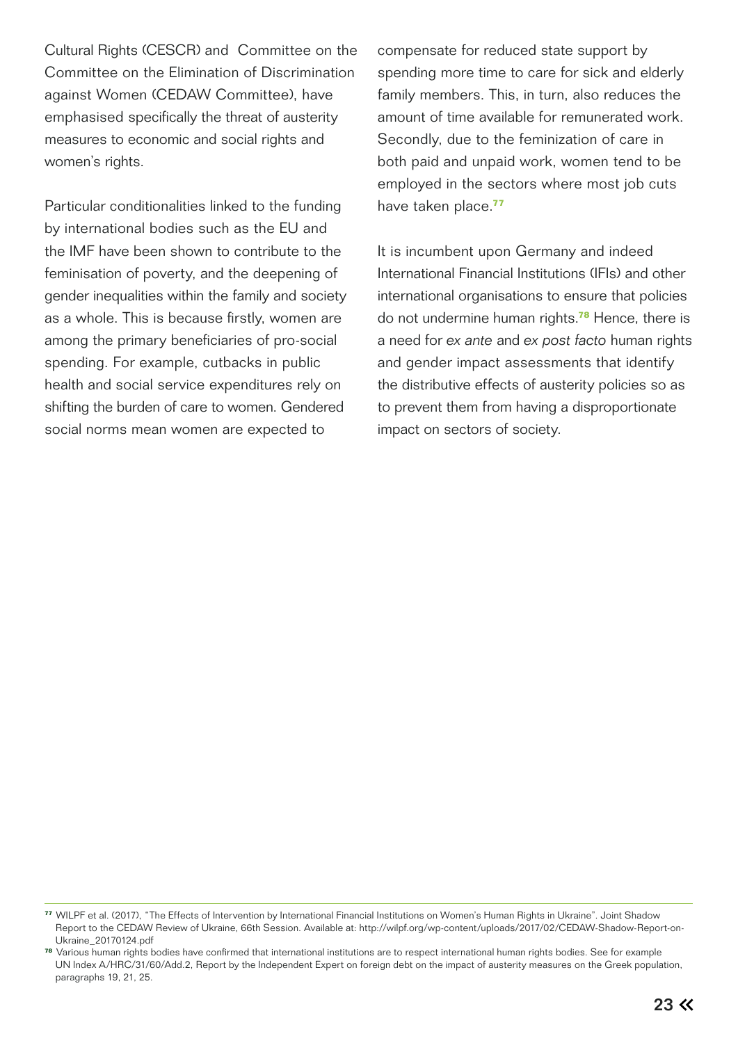Cultural Rights (CESCR) and  Committee on the Committee on the Elimination of Discrimination against Women (CEDAW Committee), have emphasised specifically the threat of austerity measures to economic and social rights and women's rights.

Particular conditionalities linked to the funding by international bodies such as the EU and the IMF have been shown to contribute to the feminisation of poverty, and the deepening of gender inequalities within the family and society as a whole. This is because firstly, women are among the primary beneficiaries of pro-social spending. For example, cutbacks in public health and social service expenditures rely on shifting the burden of care to women. Gendered social norms mean women are expected to compensate for reduced state support by spending more time to care for sick and elderly family members. This, in turn, also reduces the amount of time available for remunerated work. Secondly, due to the feminization of care in both paid and unpaid work, women tend to be employed in the sectors where most job cuts have taken place.[77]

It is incumbent upon Germany and indeed International Financial Institutions (IFIs) and other international organisations to ensure that policies do not undermine human rights.[78] Hence, there is a need for *ex ante* and *ex post facto* human rights and gender impact assessments that identify the distributive effects of austerity policies so as to prevent them from having a disproportionate impact on sectors of society.

---

[77] WILPF et al. (2017), "The Effects of Intervention by International Financial Institutions on Women's Human Rights in Ukraine". Joint Shadow Report to the CEDAW Review of Ukraine, 66th Session. Available at: http://wilpf.org/wp-content/uploads/2017/02/CEDAW-Shadow-Report-on-Ukraine_20170124.pdf

[78] Various human rights bodies have confirmed that international institutions are to respect international human rights bodies. See for example UN Index A/HRC/31/60/Add.2, Report by the Independent Expert on foreign debt on the impact of austerity measures on the Greek population, paragraphs 19, 21, 25.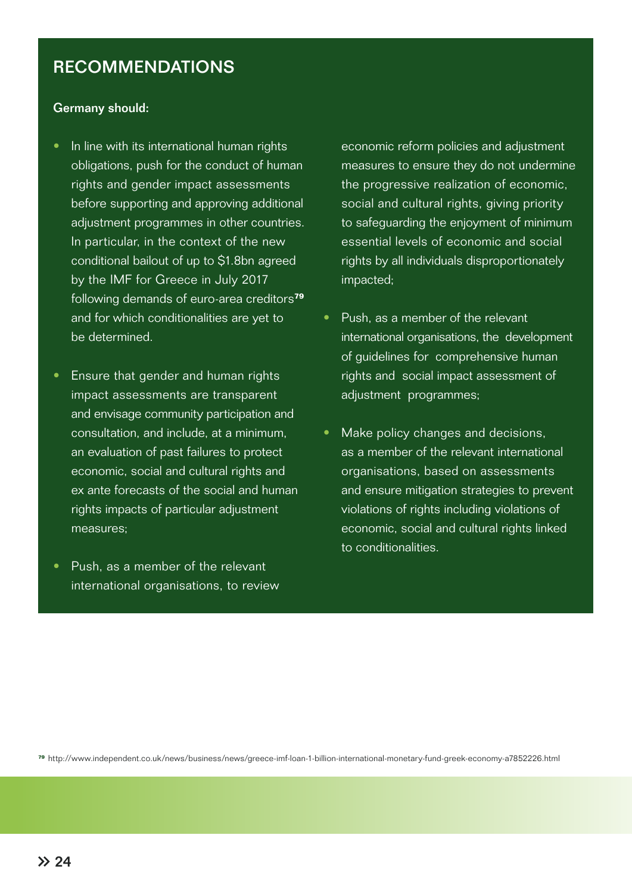## RECOMMENDATIONS

**Germany should:**

- In line with its international human rights obligations, push for the conduct of human rights and gender impact assessments before supporting and approving additional adjustment programmes in other countries. In particular, in the context of the new conditional bailout of up to $1.8bn agreed by the IMF for Greece in July 2017 following demands of euro-area creditors[79] and for which conditionalities are yet to be determined.

- Ensure that gender and human rights impact assessments are transparent and envisage community participation and consultation, and include, at a minimum, an evaluation of past failures to protect economic, social and cultural rights and ex ante forecasts of the social and human rights impacts of particular adjustment measures;

- Push, as a member of the relevant international organisations, to review economic reform policies and adjustment measures to ensure they do not undermine the progressive realization of economic, social and cultural rights, giving priority to safeguarding the enjoyment of minimum essential levels of economic and social rights by all individuals disproportionately impacted;

- Push, as a member of the relevant international organisations, the development of guidelines for comprehensive human rights and social impact assessment of adjustment programmes;

- Make policy changes and decisions, as a member of the relevant international organisations, based on assessments and ensure mitigation strategies to prevent violations of rights including violations of economic, social and cultural rights linked to conditionalities.

[79] http://www.independent.co.uk/news/business/news/greece-imf-loan-1-billion-international-monetary-fund-greek-economy-a7852226.html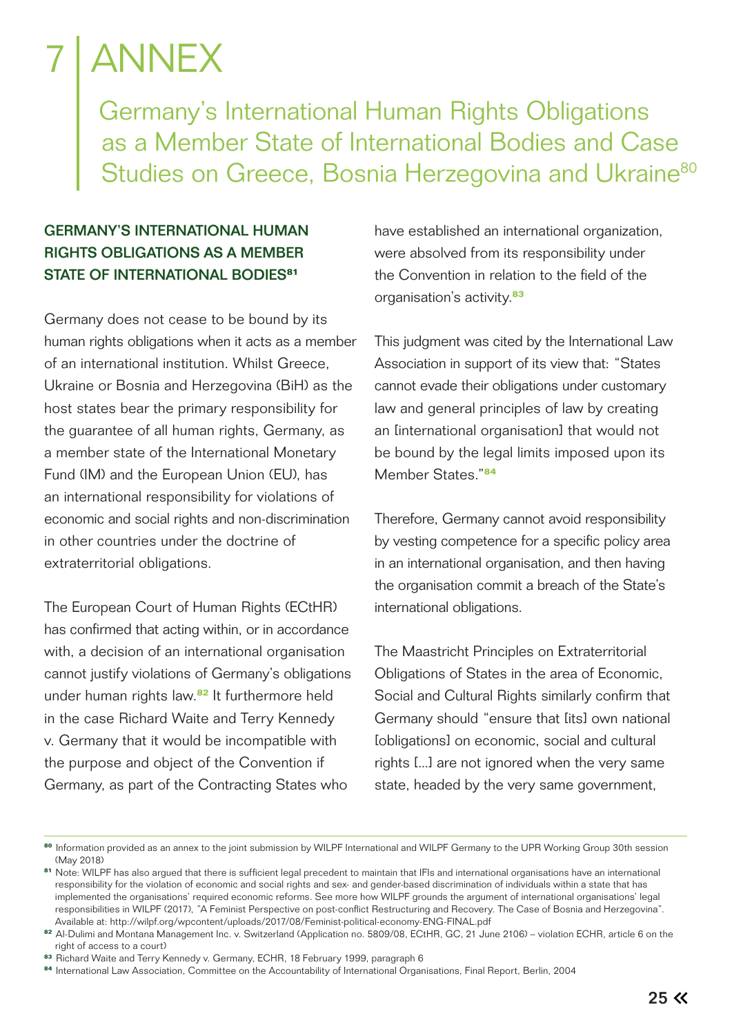# 7 ANNEX

## Germany's International Human Rights Obligations as a Member State of International Bodies and Case Studies on Greece, Bosnia Herzegovina and Ukraine[80]

### GERMANY'S INTERNATIONAL HUMAN RIGHTS OBLIGATIONS AS A MEMBER STATE OF INTERNATIONAL BODIES[81]

Germany does not cease to be bound by its human rights obligations when it acts as a member of an international institution. Whilst Greece, Ukraine or Bosnia and Herzegovina (BiH) as the host states bear the primary responsibility for the guarantee of all human rights, Germany, as a member state of the International Monetary Fund (IM) and the European Union (EU), has an international responsibility for violations of economic and social rights and non-discrimination in other countries under the doctrine of extraterritorial obligations.

The European Court of Human Rights (ECtHR) has confirmed that acting within, or in accordance with, a decision of an international organisation cannot justify violations of Germany's obligations under human rights law.[82] It furthermore held in the case Richard Waite and Terry Kennedy v. Germany that it would be incompatible with the purpose and object of the Convention if Germany, as part of the Contracting States who have established an international organization, were absolved from its responsibility under the Convention in relation to the field of the organisation's activity.[83]

This judgment was cited by the International Law Association in support of its view that: "States cannot evade their obligations under customary law and general principles of law by creating an [international organisation] that would not be bound by the legal limits imposed upon its Member States."[84]

Therefore, Germany cannot avoid responsibility by vesting competence for a specific policy area in an international organisation, and then having the organisation commit a breach of the State's international obligations.

The Maastricht Principles on Extraterritorial Obligations of States in the area of Economic, Social and Cultural Rights similarly confirm that Germany should "ensure that [its] own national [obligations] on economic, social and cultural rights [...] are not ignored when the very same state, headed by the very same government,

---

[80] Information provided as an annex to the joint submission by WILPF International and WILPF Germany to the UPR Working Group 30th session (May 2018)

[81] Note: WILPF has also argued that there is sufficient legal precedent to maintain that IFIs and international organisations have an international responsibility for the violation of economic and social rights and sex- and gender-based discrimination of individuals within a state that has implemented the organisations' required economic reforms. See more how WILPF grounds the argument of international organisations' legal responsibilities in WILPF (2017), "A Feminist Perspective on post-conflict Restructuring and Recovery. The Case of Bosnia and Herzegovina". Available at: http://wilpf.org/wpcontent/uploads/2017/08/Feminist-political-economy-ENG-FINAL.pdf

[82] Al-Dulimi and Montana Management Inc. v. Switzerland (Application no. 5809/08, ECtHR, GC, 21 June 2106) – violation ECHR, article 6 on the right of access to a court)

[83] Richard Waite and Terry Kennedy v. Germany, ECHR, 18 February 1999, paragraph 6

[84] International Law Association, Committee on the Accountability of International Organisations, Final Report, Berlin, 2004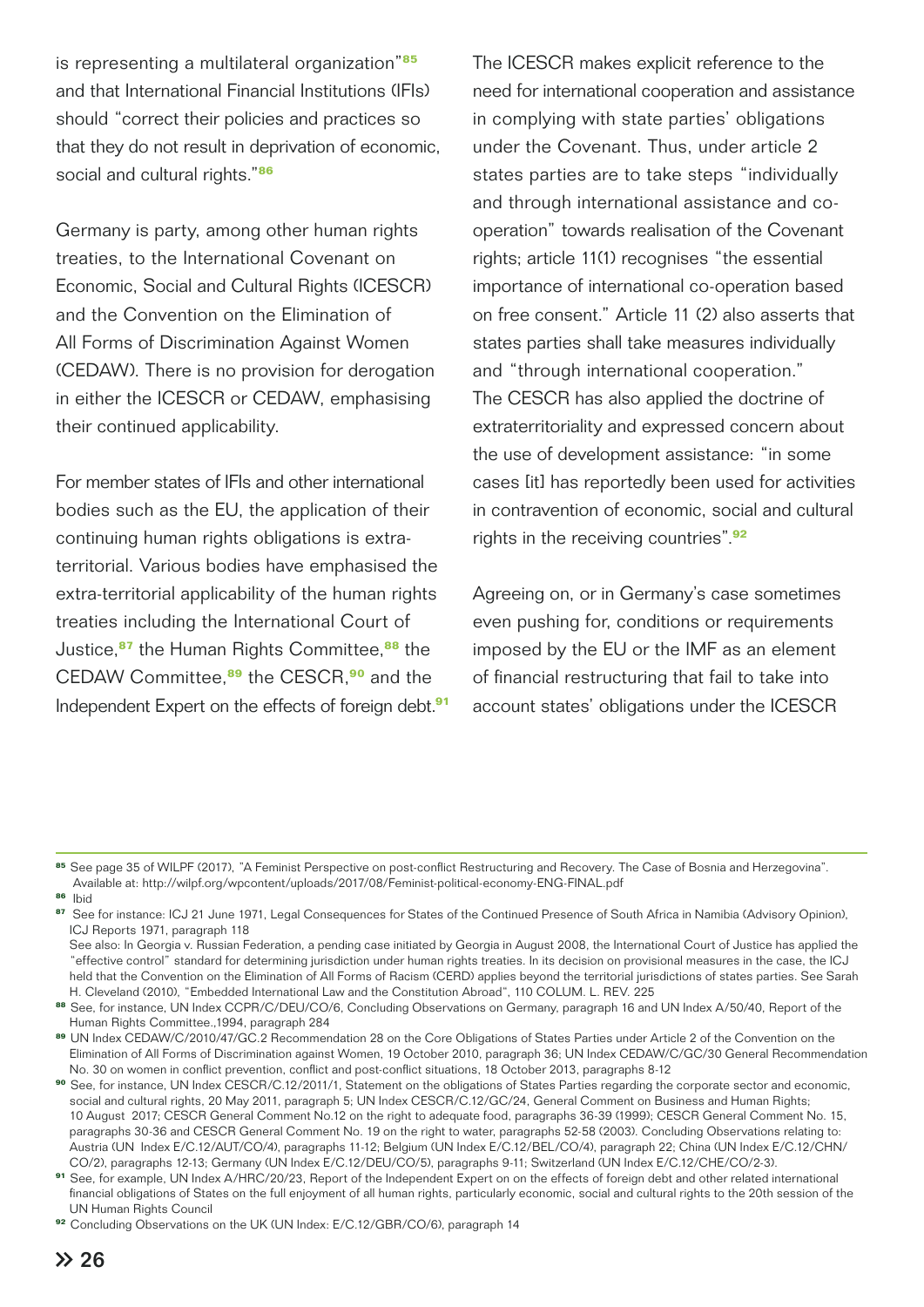is representing a multilateral organization"[85] and that International Financial Institutions (IFIs) should "correct their policies and practices so that they do not result in deprivation of economic, social and cultural rights."[86]

Germany is party, among other human rights treaties, to the International Covenant on Economic, Social and Cultural Rights (ICESCR) and the Convention on the Elimination of All Forms of Discrimination Against Women (CEDAW). There is no provision for derogation in either the ICESCR or CEDAW, emphasising their continued applicability.

For member states of IFIs and other international bodies such as the EU, the application of their continuing human rights obligations is extra-territorial. Various bodies have emphasised the extra-territorial applicability of the human rights treaties including the International Court of Justice,[87] the Human Rights Committee,[88] the CEDAW Committee,[89] the CESCR,[90] and the Independent Expert on the effects of foreign debt.[91]

The ICESCR makes explicit reference to the need for international cooperation and assistance in complying with state parties' obligations under the Covenant. Thus, under article 2 states parties are to take steps "individually and through international assistance and co-operation" towards realisation of the Covenant rights; article 11(1) recognises "the essential importance of international co-operation based on free consent." Article 11 (2) also asserts that states parties shall take measures individually and "through international cooperation." The CESCR has also applied the doctrine of extraterritoriality and expressed concern about the use of development assistance: "in some cases [it] has reportedly been used for activities in contravention of economic, social and cultural rights in the receiving countries".[92]

Agreeing on, or in Germany's case sometimes even pushing for, conditions or requirements imposed by the EU or the IMF as an element of financial restructuring that fail to take into account states' obligations under the ICESCR

---

[85] See page 35 of WILPF (2017), "A Feminist Perspective on post-conflict Restructuring and Recovery. The Case of Bosnia and Herzegovina". Available at: http://wilpf.org/wpcontent/uploads/2017/08/Feminist-political-economy-ENG-FINAL.pdf

[86] Ibid

[87] See for instance: ICJ 21 June 1971, Legal Consequences for States of the Continued Presence of South Africa in Namibia (Advisory Opinion), ICJ Reports 1971, paragraph 118
See also: In Georgia v. Russian Federation, a pending case initiated by Georgia in August 2008, the International Court of Justice has applied the "effective control" standard for determining jurisdiction under human rights treaties. In its decision on provisional measures in the case, the ICJ held that the Convention on the Elimination of All Forms of Racism (CERD) applies beyond the territorial jurisdictions of states parties. See Sarah H. Cleveland (2010), "Embedded International Law and the Constitution Abroad", 110 COLUM. L. REV. 225

[88] See, for instance, UN Index CCPR/C/DEU/CO/6, Concluding Observations on Germany, paragraph 16 and UN Index A/50/40, Report of the Human Rights Committee.,1994, paragraph 284

[89] UN Index CEDAW/C/2010/47/GC.2 Recommendation 28 on the Core Obligations of States Parties under Article 2 of the Convention on the Elimination of All Forms of Discrimination against Women, 19 October 2010, paragraph 36; UN Index CEDAW/C/GC/30 General Recommendation No. 30 on women in conflict prevention, conflict and post-conflict situations, 18 October 2013, paragraphs 8-12

[90] See, for instance, UN Index CESCR/C.12/2011/1, Statement on the obligations of States Parties regarding the corporate sector and economic, social and cultural rights, 20 May 2011, paragraph 5; UN Index CESCR/C.12/GC/24, General Comment on Business and Human Rights; 10 August 2017; CESCR General Comment No.12 on the right to adequate food, paragraphs 36-39 (1999); CESCR General Comment No. 15, paragraphs 30-36 and CESCR General Comment No. 19 on the right to water, paragraphs 52-58 (2003). Concluding Observations relating to: Austria (UN Index E/C.12/AUT/CO/4), paragraphs 11-12; Belgium (UN Index E/C.12/BEL/CO/4), paragraph 22; China (UN Index E/C.12/CHN/CO/2), paragraphs 12-13; Germany (UN Index E/C.12/DEU/CO/5), paragraphs 9-11; Switzerland (UN Index E/C.12/CHE/CO/2-3).

[91] See, for example, UN Index A/HRC/20/23, Report of the Independent Expert on on the effects of foreign debt and other related international financial obligations of States on the full enjoyment of all human rights, particularly economic, social and cultural rights to the 20th session of the UN Human Rights Council

[92] Concluding Observations on the UK (UN Index: E/C.12/GBR/CO/6), paragraph 14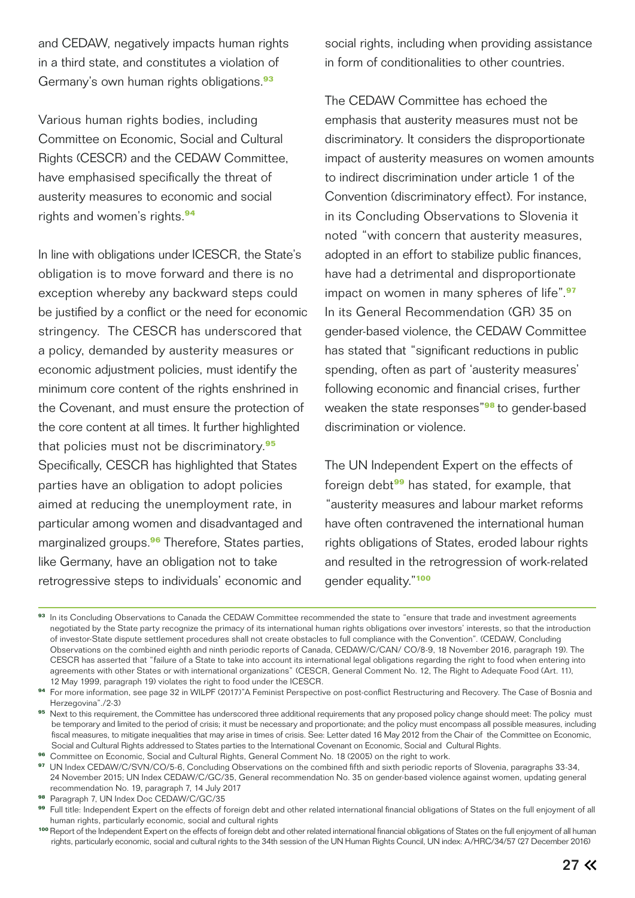and CEDAW, negatively impacts human rights in a third state, and constitutes a violation of Germany's own human rights obligations.[93]

Various human rights bodies, including Committee on Economic, Social and Cultural Rights (CESCR) and the CEDAW Committee, have emphasised specifically the threat of austerity measures to economic and social rights and women's rights.[94]

In line with obligations under ICESCR, the State's obligation is to move forward and there is no exception whereby any backward steps could be justified by a conflict or the need for economic stringency. The CESCR has underscored that a policy, demanded by austerity measures or economic adjustment policies, must identify the minimum core content of the rights enshrined in the Covenant, and must ensure the protection of the core content at all times. It further highlighted that policies must not be discriminatory.[95] Specifically, CESCR has highlighted that States parties have an obligation to adopt policies aimed at reducing the unemployment rate, in particular among women and disadvantaged and marginalized groups.[96] Therefore, States parties, like Germany, have an obligation not to take retrogressive steps to individuals' economic and social rights, including when providing assistance in form of conditionalities to other countries.

The CEDAW Committee has echoed the emphasis that austerity measures must not be discriminatory. It considers the disproportionate impact of austerity measures on women amounts to indirect discrimination under article 1 of the Convention (discriminatory effect). For instance, in its Concluding Observations to Slovenia it noted "with concern that austerity measures, adopted in an effort to stabilize public finances, have had a detrimental and disproportionate impact on women in many spheres of life".[97] In its General Recommendation (GR) 35 on gender-based violence, the CEDAW Committee has stated that "significant reductions in public spending, often as part of 'austerity measures' following economic and financial crises, further weaken the state responses"[98] to gender-based discrimination or violence.

The UN Independent Expert on the effects of foreign debt[99] has stated, for example, that "austerity measures and labour market reforms have often contravened the international human rights obligations of States, eroded labour rights and resulted in the retrogression of work-related gender equality."[100]

---

[93] In its Concluding Observations to Canada the CEDAW Committee recommended the state to "ensure that trade and investment agreements negotiated by the State party recognize the primacy of its international human rights obligations over investors' interests, so that the introduction of investor-State dispute settlement procedures shall not create obstacles to full compliance with the Convention". (CEDAW, Concluding Observations on the combined eighth and ninth periodic reports of Canada, CEDAW/C/CAN/ CO/8-9, 18 November 2016, paragraph 19). The CESCR has asserted that "failure of a State to take into account its international legal obligations regarding the right to food when entering into agreements with other States or with international organizations" (CESCR, General Comment No. 12, The Right to Adequate Food (Art. 11), 12 May 1999, paragraph 19) violates the right to food under the ICESCR.

[94] For more information, see page 32 in WILPF (2017)"A Feminist Perspective on post-conflict Restructuring and Recovery. The Case of Bosnia and Herzegovina"./2-3)

[95] Next to this requirement, the Committee has underscored three additional requirements that any proposed policy change should meet: The policy must be temporary and limited to the period of crisis; it must be necessary and proportionate; and the policy must encompass all possible measures, including fiscal measures, to mitigate inequalities that may arise in times of crisis. See: Letter dated 16 May 2012 from the Chair of the Committee on Economic, Social and Cultural Rights addressed to States parties to the International Covenant on Economic, Social and Cultural Rights.

[96] Committee on Economic, Social and Cultural Rights, General Comment No. 18 (2005) on the right to work.

[97] UN Index CEDAW/C/SVN/CO/5-6, Concluding Observations on the combined fifth and sixth periodic reports of Slovenia, paragraphs 33-34, 24 November 2015; UN Index CEDAW/C/GC/35, General recommendation No. 35 on gender-based violence against women, updating general recommendation No. 19, paragraph 7, 14 July 2017

[98] Paragraph 7, UN Index Doc CEDAW/C/GC/35

[99] Full title: Independent Expert on the effects of foreign debt and other related international financial obligations of States on the full enjoyment of all human rights, particularly economic, social and cultural rights

[100] Report of the Independent Expert on the effects of foreign debt and other related international financial obligations of States on the full enjoyment of all human rights, particularly economic, social and cultural rights to the 34th session of the UN Human Rights Council, UN index: A/HRC/34/57 (27 December 2016)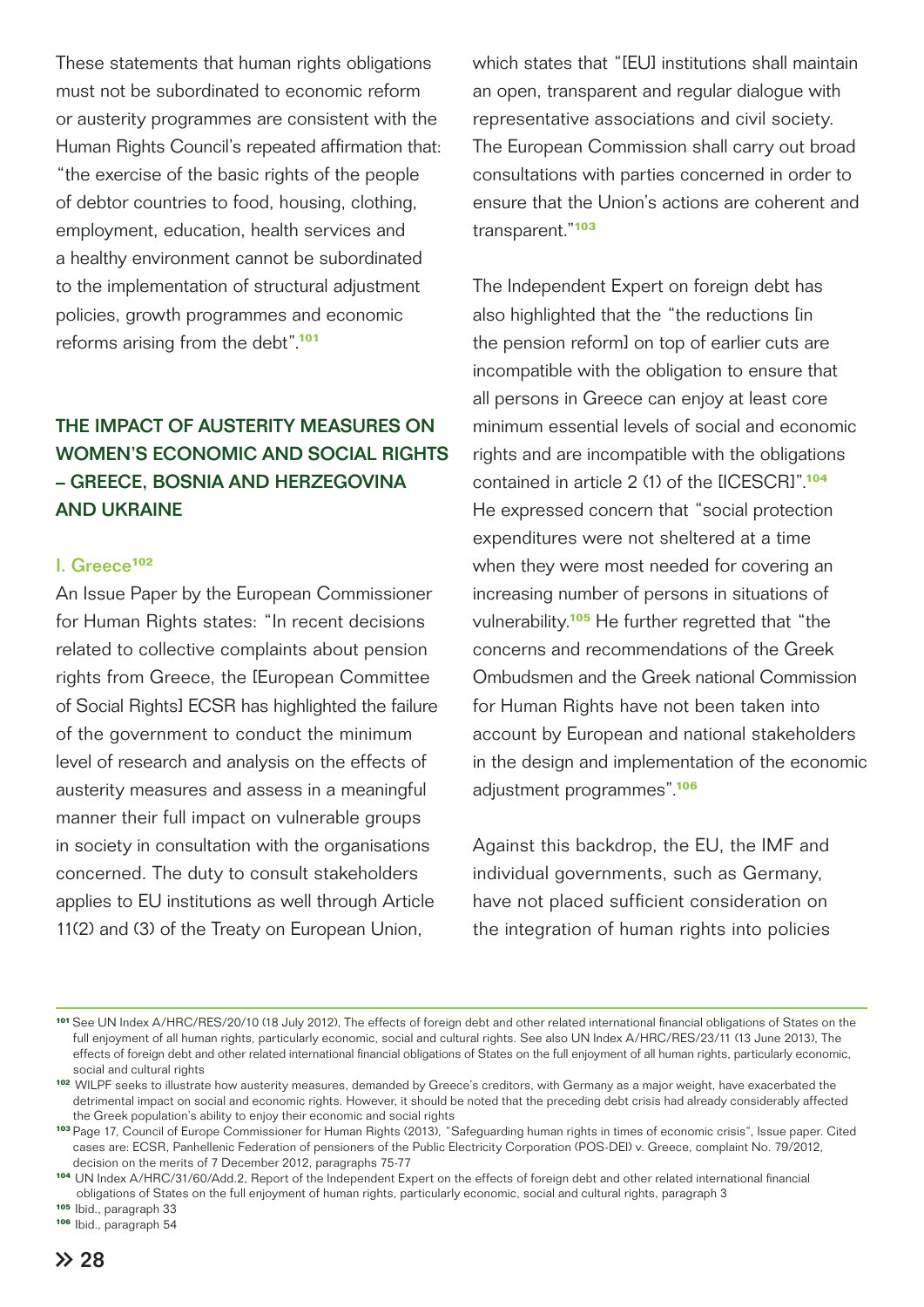These statements that human rights obligations must not be subordinated to economic reform or austerity programmes are consistent with the Human Rights Council's repeated affirmation that: "the exercise of the basic rights of the people of debtor countries to food, housing, clothing, employment, education, health services and a healthy environment cannot be subordinated to the implementation of structural adjustment policies, growth programmes and economic reforms arising from the debt".[101]

## THE IMPACT OF AUSTERITY MEASURES ON WOMEN'S ECONOMIC AND SOCIAL RIGHTS – GREECE, BOSNIA AND HERZEGOVINA AND UKRAINE

### I. Greece[102]

An Issue Paper by the European Commissioner for Human Rights states: "In recent decisions related to collective complaints about pension rights from Greece, the [European Committee of Social Rights] ECSR has highlighted the failure of the government to conduct the minimum level of research and analysis on the effects of austerity measures and assess in a meaningful manner their full impact on vulnerable groups in society in consultation with the organisations concerned. The duty to consult stakeholders applies to EU institutions as well through Article 11(2) and (3) of the Treaty on European Union, which states that "[EU] institutions shall maintain an open, transparent and regular dialogue with representative associations and civil society. The European Commission shall carry out broad consultations with parties concerned in order to ensure that the Union's actions are coherent and transparent."[103]

The Independent Expert on foreign debt has also highlighted that the "the reductions [in the pension reform] on top of earlier cuts are incompatible with the obligation to ensure that all persons in Greece can enjoy at least core minimum essential levels of social and economic rights and are incompatible with the obligations contained in article 2 (1) of the [ICESCR]".[104] He expressed concern that "social protection expenditures were not sheltered at a time when they were most needed for covering an increasing number of persons in situations of vulnerability.[105] He further regretted that "the concerns and recommendations of the Greek Ombudsmen and the Greek national Commission for Human Rights have not been taken into account by European and national stakeholders in the design and implementation of the economic adjustment programmes".[106]

Against this backdrop, the EU, the IMF and individual governments, such as Germany, have not placed sufficient consideration on the integration of human rights into policies

---

[101] See UN Index A/HRC/RES/20/10 (18 July 2012), The effects of foreign debt and other related international financial obligations of States on the full enjoyment of all human rights, particularly economic, social and cultural rights. See also UN Index A/HRC/RES/23/11 (13 June 2013), The effects of foreign debt and other related international financial obligations of States on the full enjoyment of all human rights, particularly economic, social and cultural rights

[102] WILPF seeks to illustrate how austerity measures, demanded by Greece's creditors, with Germany as a major weight, have exacerbated the detrimental impact on social and economic rights. However, it should be noted that the preceding debt crisis had already considerably affected the Greek population's ability to enjoy their economic and social rights

[103] Page 17, Council of Europe Commissioner for Human Rights (2013), "Safeguarding human rights in times of economic crisis", Issue paper. Cited cases are: ECSR, Panhellenic Federation of pensioners of the Public Electricity Corporation (POS-DEI) v. Greece, complaint No. 79/2012, decision on the merits of 7 December 2012, paragraphs 75-77

[104] UN Index A/HRC/31/60/Add.2, Report of the Independent Expert on the effects of foreign debt and other related international financial obligations of States on the full enjoyment of human rights, particularly economic, social and cultural rights, paragraph 3

[105] Ibid., paragraph 33

[106] Ibid., paragraph 54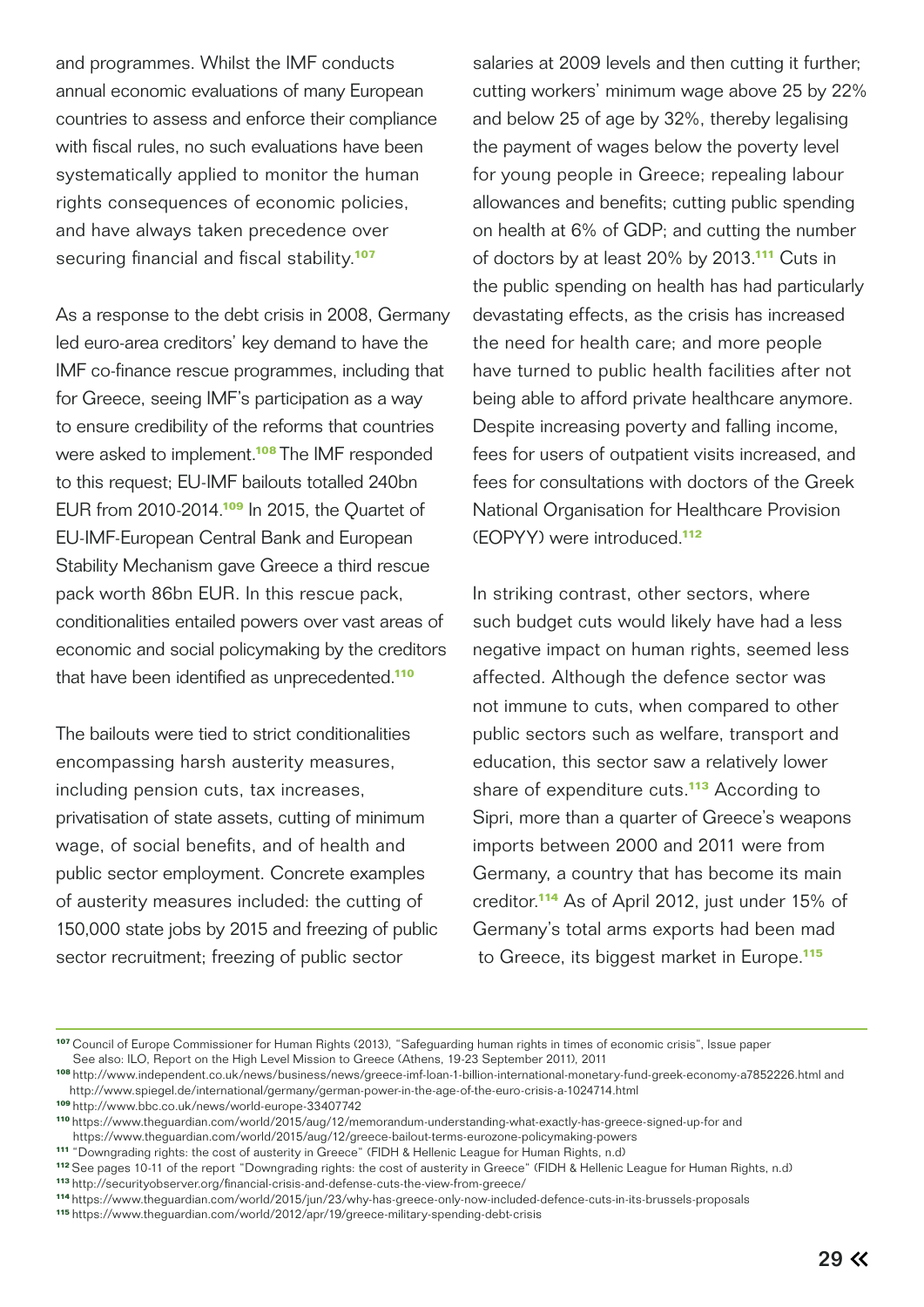and programmes. Whilst the IMF conducts annual economic evaluations of many European countries to assess and enforce their compliance with fiscal rules, no such evaluations have been systematically applied to monitor the human rights consequences of economic policies, and have always taken precedence over securing financial and fiscal stability.[107]

As a response to the debt crisis in 2008, Germany led euro-area creditors' key demand to have the IMF co-finance rescue programmes, including that for Greece, seeing IMF's participation as a way to ensure credibility of the reforms that countries were asked to implement.[108] The IMF responded to this request; EU-IMF bailouts totalled 240bn EUR from 2010-2014.[109] In 2015, the Quartet of EU-IMF-European Central Bank and European Stability Mechanism gave Greece a third rescue pack worth 86bn EUR. In this rescue pack, conditionalities entailed powers over vast areas of economic and social policymaking by the creditors that have been identified as unprecedented.[110]

The bailouts were tied to strict conditionalities encompassing harsh austerity measures, including pension cuts, tax increases, privatisation of state assets, cutting of minimum wage, of social benefits, and of health and public sector employment. Concrete examples of austerity measures included: the cutting of 150,000 state jobs by 2015 and freezing of public sector recruitment; freezing of public sector salaries at 2009 levels and then cutting it further; cutting workers' minimum wage above 25 by 22% and below 25 of age by 32%, thereby legalising the payment of wages below the poverty level for young people in Greece; repealing labour allowances and benefits; cutting public spending on health at 6% of GDP; and cutting the number of doctors by at least 20% by 2013.[111] Cuts in the public spending on health has had particularly devastating effects, as the crisis has increased the need for health care; and more people have turned to public health facilities after not being able to afford private healthcare anymore. Despite increasing poverty and falling income, fees for users of outpatient visits increased, and fees for consultations with doctors of the Greek National Organisation for Healthcare Provision (EOPYY) were introduced.[112]

In striking contrast, other sectors, where such budget cuts would likely have had a less negative impact on human rights, seemed less affected. Although the defence sector was not immune to cuts, when compared to other public sectors such as welfare, transport and education, this sector saw a relatively lower share of expenditure cuts.[113] According to Sipri, more than a quarter of Greece's weapons imports between 2000 and 2011 were from Germany, a country that has become its main creditor.[114] As of April 2012, just under 15% of Germany's total arms exports had been mad to Greece, its biggest market in Europe.[115]

---

[107] Council of Europe Commissioner for Human Rights (2013), "Safeguarding human rights in times of economic crisis", Issue paper See also: ILO, Report on the High Level Mission to Greece (Athens, 19-23 September 2011), 2011

[108] http://www.independent.co.uk/news/business/news/greece-imf-loan-1-billion-international-monetary-fund-greek-economy-a7852226.html and http://www.spiegel.de/international/germany/german-power-in-the-age-of-the-euro-crisis-a-1024714.html

[109] http://www.bbc.co.uk/news/world-europe-33407742

[110] https://www.theguardian.com/world/2015/aug/12/memorandum-understanding-what-exactly-has-greece-signed-up-for and https://www.theguardian.com/world/2015/aug/12/greece-bailout-terms-eurozone-policymaking-powers

[111] "Downgrading rights: the cost of austerity in Greece" (FIDH & Hellenic League for Human Rights, n.d)

[112] See pages 10-11 of the report "Downgrading rights: the cost of austerity in Greece" (FIDH & Hellenic League for Human Rights, n.d)

[113] http://securityobserver.org/financial-crisis-and-defense-cuts-the-view-from-greece/

[114] https://www.theguardian.com/world/2015/jun/23/why-has-greece-only-now-included-defence-cuts-in-its-brussels-proposals

[115] https://www.theguardian.com/world/2012/apr/19/greece-military-spending-debt-crisis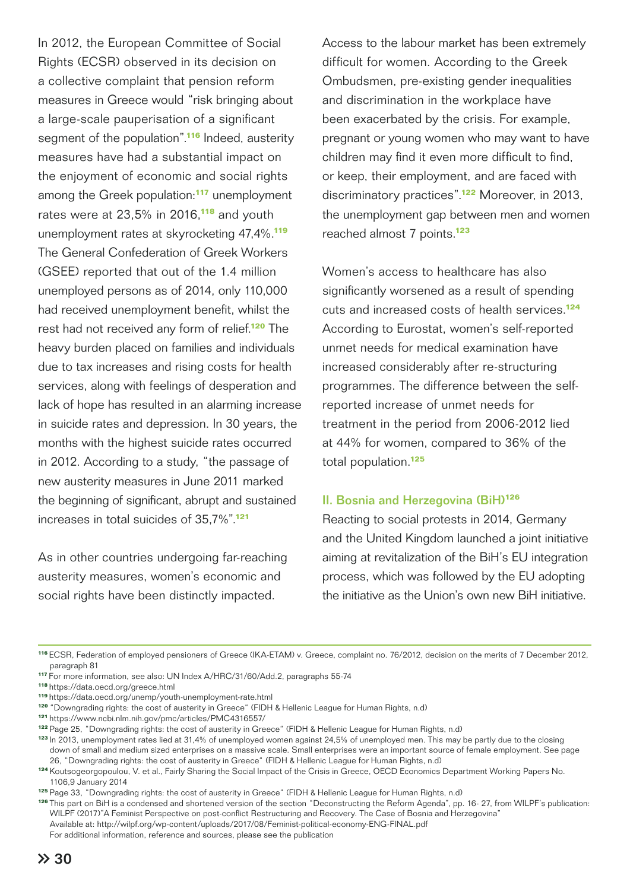In 2012, the European Committee of Social Rights (ECSR) observed in its decision on a collective complaint that pension reform measures in Greece would "risk bringing about a large-scale pauperisation of a significant segment of the population".[116] Indeed, austerity measures have had a substantial impact on the enjoyment of economic and social rights among the Greek population:[117] unemployment rates were at 23,5% in 2016,[118] and youth unemployment rates at skyrocketing 47,4%.[119] The General Confederation of Greek Workers (GSEE) reported that out of the 1.4 million unemployed persons as of 2014, only 110,000 had received unemployment benefit, whilst the rest had not received any form of relief.[120] The heavy burden placed on families and individuals due to tax increases and rising costs for health services, along with feelings of desperation and lack of hope has resulted in an alarming increase in suicide rates and depression. In 30 years, the months with the highest suicide rates occurred in 2012. According to a study, "the passage of new austerity measures in June 2011 marked the beginning of significant, abrupt and sustained increases in total suicides of 35,7%".[121]

As in other countries undergoing far-reaching austerity measures, women's economic and social rights have been distinctly impacted. Access to the labour market has been extremely difficult for women. According to the Greek Ombudsmen, pre-existing gender inequalities and discrimination in the workplace have been exacerbated by the crisis. For example, pregnant or young women who may want to have children may find it even more difficult to find, or keep, their employment, and are faced with discriminatory practices".[122] Moreover, in 2013, the unemployment gap between men and women reached almost 7 points.[123]

Women's access to healthcare has also significantly worsened as a result of spending cuts and increased costs of health services.[124] According to Eurostat, women's self-reported unmet needs for medical examination have increased considerably after re-structuring programmes. The difference between the self-reported increase of unmet needs for treatment in the period from 2006-2012 lied at 44% for women, compared to 36% of the total population.[125]

### II. Bosnia and Herzegovina (BiH)[126]

Reacting to social protests in 2014, Germany and the United Kingdom launched a joint initiative aiming at revitalization of the BiH's EU integration process, which was followed by the EU adopting the initiative as the Union's own new BiH initiative.

---

[116] ECSR, Federation of employed pensioners of Greece (IKA-ETAM) v. Greece, complaint no. 76/2012, decision on the merits of 7 December 2012, paragraph 81

[117] For more information, see also: UN Index A/HRC/31/60/Add.2, paragraphs 55-74

[118] https://data.oecd.org/greece.html

[119] https://data.oecd.org/unemp/youth-unemployment-rate.html

[120] "Downgrading rights: the cost of austerity in Greece" (FIDH & Hellenic League for Human Rights, n.d)

[121] https://www.ncbi.nlm.nih.gov/pmc/articles/PMC4316557/

[122] Page 25, "Downgrading rights: the cost of austerity in Greece" (FIDH & Hellenic League for Human Rights, n.d)

[123] In 2013, unemployment rates lied at 31,4% of unemployed women against 24,5% of unemployed men. This may be partly due to the closing down of small and medium sized enterprises on a massive scale. Small enterprises were an important source of female employment. See page 26, "Downgrading rights: the cost of austerity in Greece" (FIDH & Hellenic League for Human Rights, n.d)

[124] Koutsogeorgopoulou, V. et al., Fairly Sharing the Social Impact of the Crisis in Greece, OECD Economics Department Working Papers No. 1106,9 January 2014

[125] Page 33, "Downgrading rights: the cost of austerity in Greece" (FIDH & Hellenic League for Human Rights, n.d)

[126] This part on BiH is a condensed and shortened version of the section "Deconstructing the Reform Agenda", pp. 16- 27, from WILPF's publication: WILPF (2017)"A Feminist Perspective on post-conflict Restructuring and Recovery. The Case of Bosnia and Herzegovina" Available at: http://wilpf.org/wp-content/uploads/2017/08/Feminist-political-economy-ENG-FINAL.pdf For additional information, reference and sources, please see the publication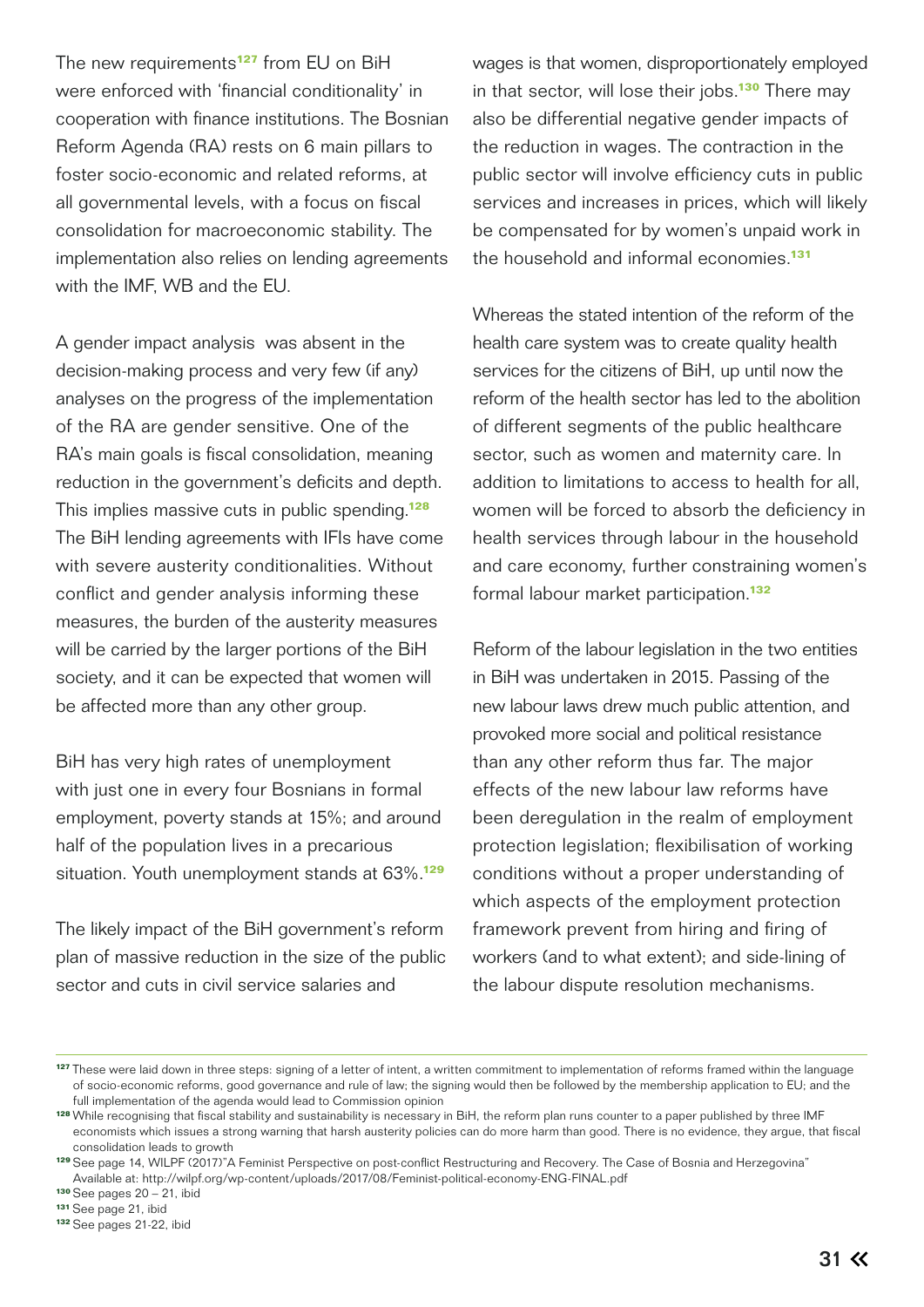The new requirements[127] from EU on BiH were enforced with 'financial conditionality' in cooperation with finance institutions. The Bosnian Reform Agenda (RA) rests on 6 main pillars to foster socio-economic and related reforms, at all governmental levels, with a focus on fiscal consolidation for macroeconomic stability. The implementation also relies on lending agreements with the IMF, WB and the EU.

A gender impact analysis was absent in the decision-making process and very few (if any) analyses on the progress of the implementation of the RA are gender sensitive. One of the RA's main goals is fiscal consolidation, meaning reduction in the government's deficits and depth. This implies massive cuts in public spending.[128] The BiH lending agreements with IFIs have come with severe austerity conditionalities. Without conflict and gender analysis informing these measures, the burden of the austerity measures will be carried by the larger portions of the BiH society, and it can be expected that women will be affected more than any other group.

BiH has very high rates of unemployment with just one in every four Bosnians in formal employment, poverty stands at 15%; and around half of the population lives in a precarious situation. Youth unemployment stands at 63%.[129]

The likely impact of the BiH government's reform plan of massive reduction in the size of the public sector and cuts in civil service salaries and wages is that women, disproportionately employed in that sector, will lose their jobs.[130] There may also be differential negative gender impacts of the reduction in wages. The contraction in the public sector will involve efficiency cuts in public services and increases in prices, which will likely be compensated for by women's unpaid work in the household and informal economies.[131]

Whereas the stated intention of the reform of the health care system was to create quality health services for the citizens of BiH, up until now the reform of the health sector has led to the abolition of different segments of the public healthcare sector, such as women and maternity care. In addition to limitations to access to health for all, women will be forced to absorb the deficiency in health services through labour in the household and care economy, further constraining women's formal labour market participation.[132]

Reform of the labour legislation in the two entities in BiH was undertaken in 2015. Passing of the new labour laws drew much public attention, and provoked more social and political resistance than any other reform thus far. The major effects of the new labour law reforms have been deregulation in the realm of employment protection legislation; flexibilisation of working conditions without a proper understanding of which aspects of the employment protection framework prevent from hiring and firing of workers (and to what extent); and side-lining of the labour dispute resolution mechanisms.

---

[127] These were laid down in three steps: signing of a letter of intent, a written commitment to implementation of reforms framed within the language of socio-economic reforms, good governance and rule of law; the signing would then be followed by the membership application to EU; and the full implementation of the agenda would lead to Commission opinion

[128] While recognising that fiscal stability and sustainability is necessary in BiH, the reform plan runs counter to a paper published by three IMF economists which issues a strong warning that harsh austerity policies can do more harm than good. There is no evidence, they argue, that fiscal consolidation leads to growth

[129] See page 14, WILPF (2017)"A Feminist Perspective on post-conflict Restructuring and Recovery. The Case of Bosnia and Herzegovina" Available at: http://wilpf.org/wp-content/uploads/2017/08/Feminist-political-economy-ENG-FINAL.pdf

[130] See pages 20 – 21, ibid

[131] See page 21, ibid

[132] See pages 21-22, ibid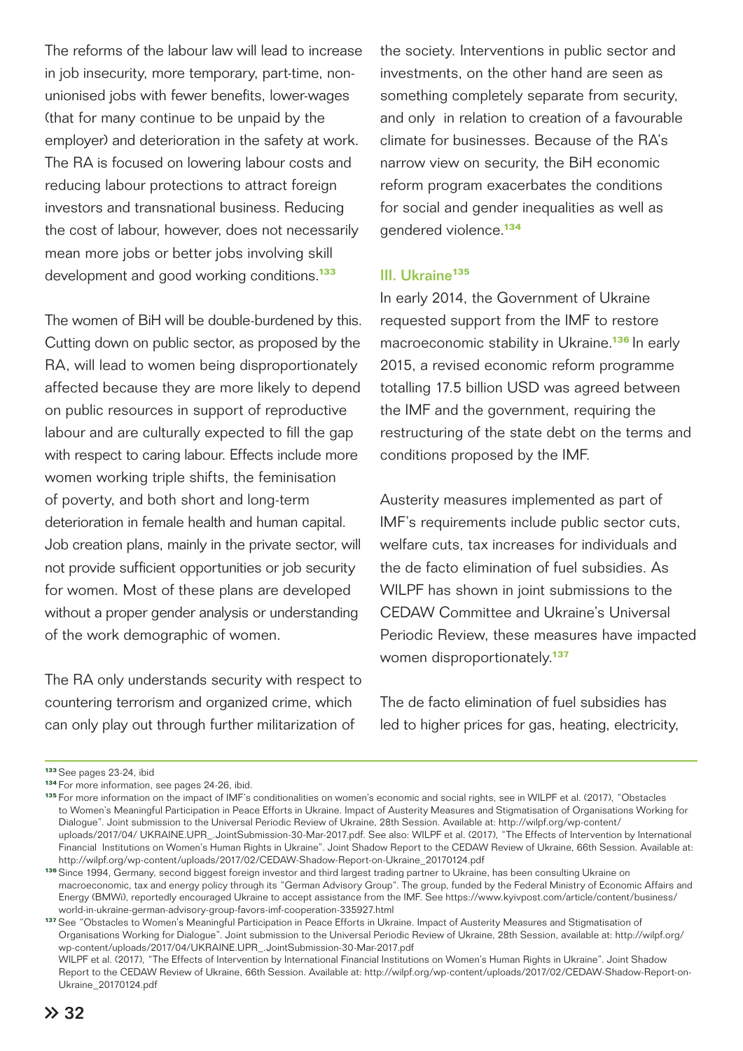The reforms of the labour law will lead to increase in job insecurity, more temporary, part-time, non-unionised jobs with fewer benefits, lower-wages (that for many continue to be unpaid by the employer) and deterioration in the safety at work. The RA is focused on lowering labour costs and reducing labour protections to attract foreign investors and transnational business. Reducing the cost of labour, however, does not necessarily mean more jobs or better jobs involving skill development and good working conditions.[133]

The women of BiH will be double-burdened by this. Cutting down on public sector, as proposed by the RA, will lead to women being disproportionately affected because they are more likely to depend on public resources in support of reproductive labour and are culturally expected to fill the gap with respect to caring labour. Effects include more women working triple shifts, the feminisation of poverty, and both short and long-term deterioration in female health and human capital. Job creation plans, mainly in the private sector, will not provide sufficient opportunities or job security for women. Most of these plans are developed without a proper gender analysis or understanding of the work demographic of women.

The RA only understands security with respect to countering terrorism and organized crime, which can only play out through further militarization of the society. Interventions in public sector and investments, on the other hand are seen as something completely separate from security, and only in relation to creation of a favourable climate for businesses. Because of the RA's narrow view on security, the BiH economic reform program exacerbates the conditions for social and gender inequalities as well as gendered violence.[134]

### III. Ukraine[135]

In early 2014, the Government of Ukraine requested support from the IMF to restore macroeconomic stability in Ukraine.[136] In early 2015, a revised economic reform programme totalling 17.5 billion USD was agreed between the IMF and the government, requiring the restructuring of the state debt on the terms and conditions proposed by the IMF.

Austerity measures implemented as part of IMF's requirements include public sector cuts, welfare cuts, tax increases for individuals and the de facto elimination of fuel subsidies. As WILPF has shown in joint submissions to the CEDAW Committee and Ukraine's Universal Periodic Review, these measures have impacted women disproportionately.[137]

The de facto elimination of fuel subsidies has led to higher prices for gas, heating, electricity,

---

[133] See pages 23-24, ibid

[134] For more information, see pages 24-26, ibid.

[135] For more information on the impact of IMF's conditionalities on women's economic and social rights, see in WILPF et al. (2017), "Obstacles to Women's Meaningful Participation in Peace Efforts in Ukraine. Impact of Austerity Measures and Stigmatisation of Organisations Working for Dialogue". Joint submission to the Universal Periodic Review of Ukraine, 28th Session. Available at: http://wilpf.org/wp-content/uploads/2017/04/ UKRAINE.UPR_.JointSubmission-30-Mar-2017.pdf. See also: WILPF et al. (2017), "The Effects of Intervention by International Financial Institutions on Women's Human Rights in Ukraine". Joint Shadow Report to the CEDAW Review of Ukraine, 66th Session. Available at: http://wilpf.org/wp-content/uploads/2017/02/CEDAW-Shadow-Report-on-Ukraine_20170124.pdf

[136] Since 1994, Germany, second biggest foreign investor and third largest trading partner to Ukraine, has been consulting Ukraine on macroeconomic, tax and energy policy through its "German Advisory Group". The group, funded by the Federal Ministry of Economic Affairs and Energy (BMWi), reportedly encouraged Ukraine to accept assistance from the IMF. See https://www.kyivpost.com/article/content/business/world-in-ukraine-german-advisory-group-favors-imf-cooperation-335927.html

[137] See "Obstacles to Women's Meaningful Participation in Peace Efforts in Ukraine. Impact of Austerity Measures and Stigmatisation of Organisations Working for Dialogue". Joint submission to the Universal Periodic Review of Ukraine, 28th Session, available at: http://wilpf.org/wp-content/uploads/2017/04/UKRAINE.UPR_.JointSubmission-30-Mar-2017.pdf
WILPF et al. (2017), "The Effects of Intervention by International Financial Institutions on Women's Human Rights in Ukraine". Joint Shadow Report to the CEDAW Review of Ukraine, 66th Session. Available at: http://wilpf.org/wp-content/uploads/2017/02/CEDAW-Shadow-Report-on-Ukraine_20170124.pdf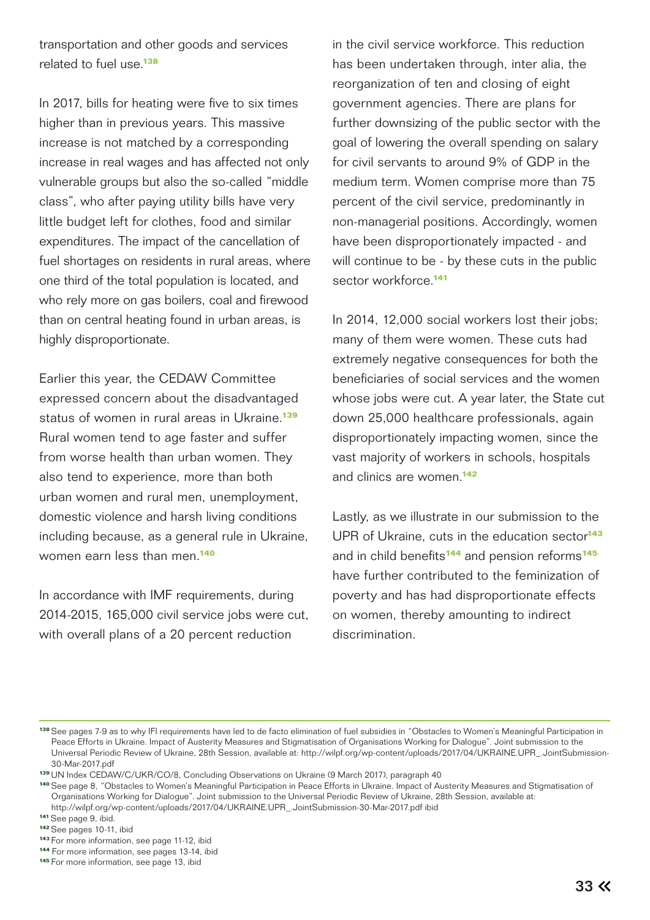transportation and other goods and services related to fuel use.[138]

In 2017, bills for heating were five to six times higher than in previous years. This massive increase is not matched by a corresponding increase in real wages and has affected not only vulnerable groups but also the so-called "middle class", who after paying utility bills have very little budget left for clothes, food and similar expenditures. The impact of the cancellation of fuel shortages on residents in rural areas, where one third of the total population is located, and who rely more on gas boilers, coal and firewood than on central heating found in urban areas, is highly disproportionate.

Earlier this year, the CEDAW Committee expressed concern about the disadvantaged status of women in rural areas in Ukraine.[139] Rural women tend to age faster and suffer from worse health than urban women. They also tend to experience, more than both urban women and rural men, unemployment, domestic violence and harsh living conditions including because, as a general rule in Ukraine, women earn less than men.[140]

In accordance with IMF requirements, during 2014-2015, 165,000 civil service jobs were cut, with overall plans of a 20 percent reduction in the civil service workforce. This reduction has been undertaken through, inter alia, the reorganization of ten and closing of eight government agencies. There are plans for further downsizing of the public sector with the goal of lowering the overall spending on salary for civil servants to around 9% of GDP in the medium term. Women comprise more than 75 percent of the civil service, predominantly in non-managerial positions. Accordingly, women have been disproportionately impacted - and will continue to be - by these cuts in the public sector workforce.[141]

In 2014, 12,000 social workers lost their jobs; many of them were women. These cuts had extremely negative consequences for both the beneficiaries of social services and the women whose jobs were cut. A year later, the State cut down 25,000 healthcare professionals, again disproportionately impacting women, since the vast majority of workers in schools, hospitals and clinics are women.[142]

Lastly, as we illustrate in our submission to the UPR of Ukraine, cuts in the education sector[143] and in child benefits[144] and pension reforms[145] have further contributed to the feminization of poverty and has had disproportionate effects on women, thereby amounting to indirect discrimination.

---

[138] See pages 7-9 as to why IFI requirements have led to de facto elimination of fuel subsidies in "Obstacles to Women's Meaningful Participation in Peace Efforts in Ukraine. Impact of Austerity Measures and Stigmatisation of Organisations Working for Dialogue". Joint submission to the Universal Periodic Review of Ukraine, 28th Session, available at: http://wilpf.org/wp-content/uploads/2017/04/UKRAINE.UPR_.JointSubmission-30-Mar-2017.pdf

[139] UN Index CEDAW/C/UKR/CO/8, Concluding Observations on Ukraine (9 March 2017), paragraph 40

[140] See page 8, "Obstacles to Women's Meaningful Participation in Peace Efforts in Ukraine. Impact of Austerity Measures and Stigmatisation of Organisations Working for Dialogue". Joint submission to the Universal Periodic Review of Ukraine, 28th Session, available at: http://wilpf.org/wp-content/uploads/2017/04/UKRAINE.UPR_.JointSubmission-30-Mar-2017.pdf ibid

[141] See page 9, ibid.

[142] See pages 10-11, ibid

[143] For more information, see page 11-12, ibid

[144] For more information, see pages 13-14, ibid

[145] For more information, see page 13, ibid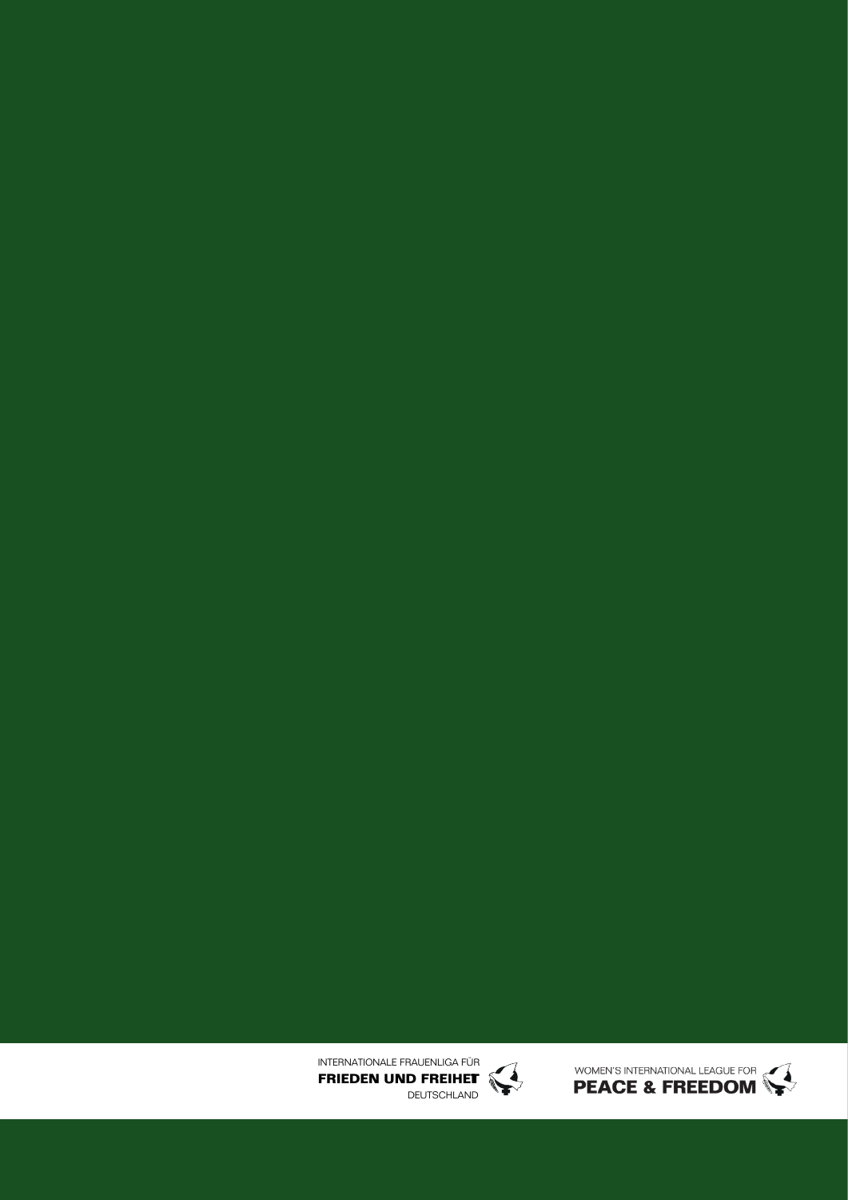INTERNATIONALE FRAUENLIGA FÜR
**FRIEDEN UND FREIHEIT**
DEUTSCHLAND

WOMEN'S INTERNATIONAL LEAGUE FOR
**PEACE & FREEDOM**